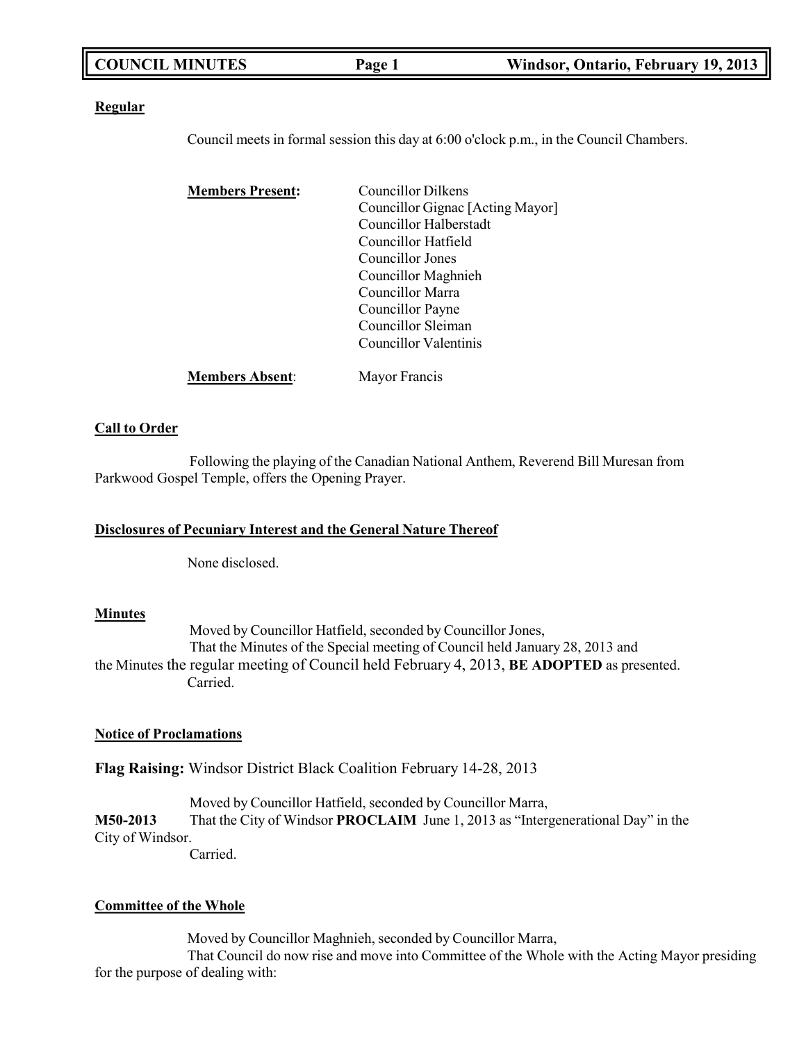**Regular**

Council meets in formal session this day at 6:00 o'clock p.m., in the Council Chambers.

**Members Present:**

Councillor Dilkens
Councillor Gignac [Acting Mayor]
Councillor Halberstadt
Councillor Hatfield
Councillor Jones
Councillor Maghnieh
Councillor Marra
Councillor Payne
Councillor Sleiman
Councillor Valentinis

**Members Absent**: Mayor Francis

**Call to Order**

Following the playing of the Canadian National Anthem, Reverend Bill Muresan from Parkwood Gospel Temple, offers the Opening Prayer.

**Disclosures of Pecuniary Interest and the General Nature Thereof**

None disclosed.

**Minutes**

Moved by Councillor Hatfield, seconded by Councillor Jones,
That the Minutes of the Special meeting of Council held January 28, 2013 and the Minutes the regular meeting of Council held February 4, 2013, **BE ADOPTED** as presented.
Carried.

**Notice of Proclamations**

**Flag Raising:** Windsor District Black Coalition February 14-28, 2013

Moved by Councillor Hatfield, seconded by Councillor Marra,
**M50-2013** That the City of Windsor **PROCLAIM** June 1, 2013 as "Intergenerational Day" in the City of Windsor.
Carried.

**Committee of the Whole**

Moved by Councillor Maghnieh, seconded by Councillor Marra,
That Council do now rise and move into Committee of the Whole with the Acting Mayor presiding for the purpose of dealing with: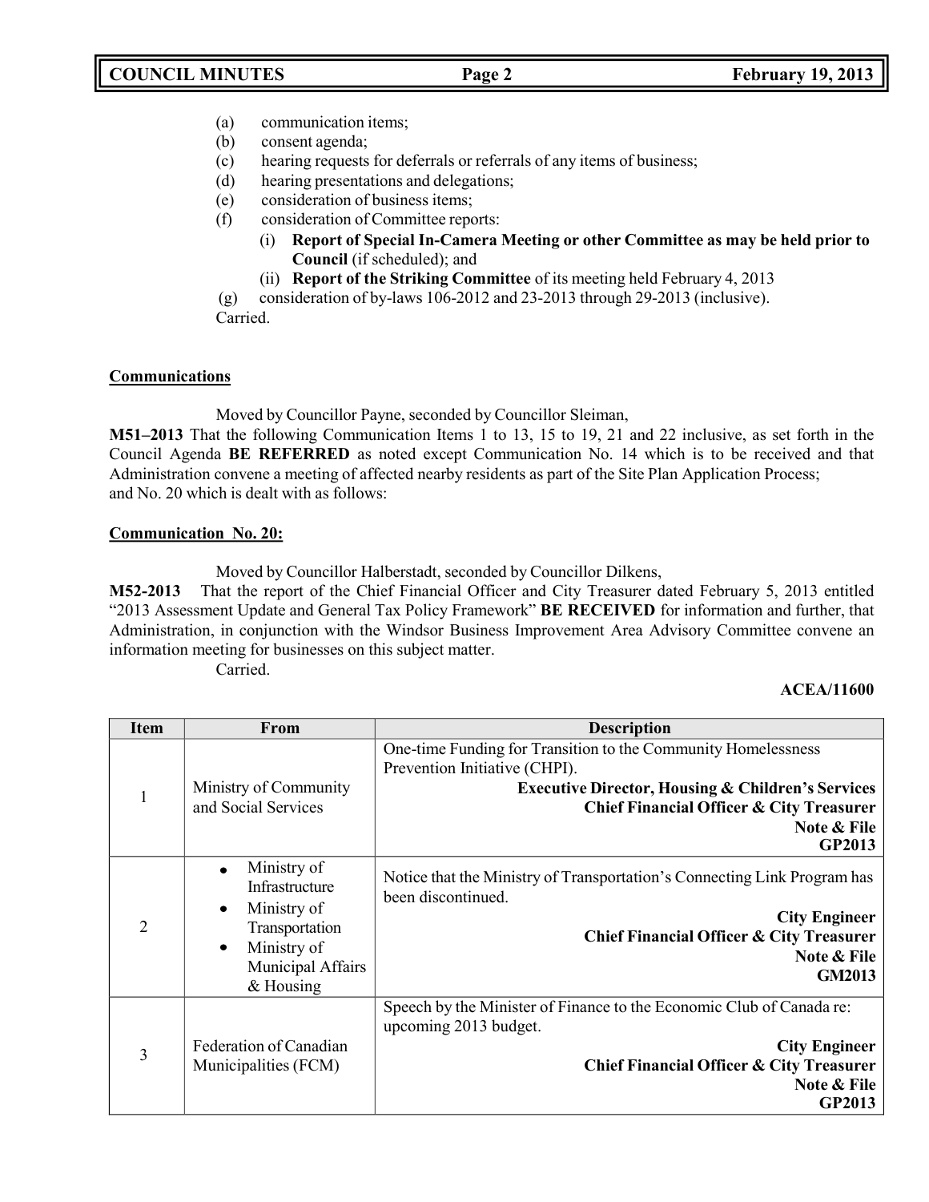(a) communication items;
(b) consent agenda;
(c) hearing requests for deferrals or referrals of any items of business;
(d) hearing presentations and delegations;
(e) consideration of business items;
(f) consideration of Committee reports:
   (i) **Report of Special In-Camera Meeting or other Committee as may be held prior to Council** (if scheduled); and
   (ii) **Report of the Striking Committee** of its meeting held February 4, 2013
(g) consideration of by-laws 106-2012 and 23-2013 through 29-2013 (inclusive).

Carried.

**Communications**

Moved by Councillor Payne, seconded by Councillor Sleiman,

**M51–2013** That the following Communication Items 1 to 13, 15 to 19, 21 and 22 inclusive, as set forth in the Council Agenda **BE REFERRED** as noted except Communication No. 14 which is to be received and that Administration convene a meeting of affected nearby residents as part of the Site Plan Application Process; and No. 20 which is dealt with as follows:

**Communication No. 20:**

Moved by Councillor Halberstadt, seconded by Councillor Dilkens,

**M52-2013** That the report of the Chief Financial Officer and City Treasurer dated February 5, 2013 entitled "2013 Assessment Update and General Tax Policy Framework" **BE RECEIVED** for information and further, that Administration, in conjunction with the Windsor Business Improvement Area Advisory Committee convene an information meeting for businesses on this subject matter.

Carried.

**ACEA/11600**

| Item | From | Description |
|---|---|---|
| 1 | Ministry of Community and Social Services | One-time Funding for Transition to the Community Homelessness Prevention Initiative (CHPI). **Executive Director, Housing & Children's Services** **Chief Financial Officer & City Treasurer** **Note & File** **GP2013** |
| 2 | • Ministry of Infrastructure • Ministry of Transportation • Ministry of Municipal Affairs & Housing | Notice that the Ministry of Transportation's Connecting Link Program has been discontinued. **City Engineer** **Chief Financial Officer & City Treasurer** **Note & File** **GM2013** |
| 3 | Federation of Canadian Municipalities (FCM) | Speech by the Minister of Finance to the Economic Club of Canada re: upcoming 2013 budget. **City Engineer** **Chief Financial Officer & City Treasurer** **Note & File** **GP2013** |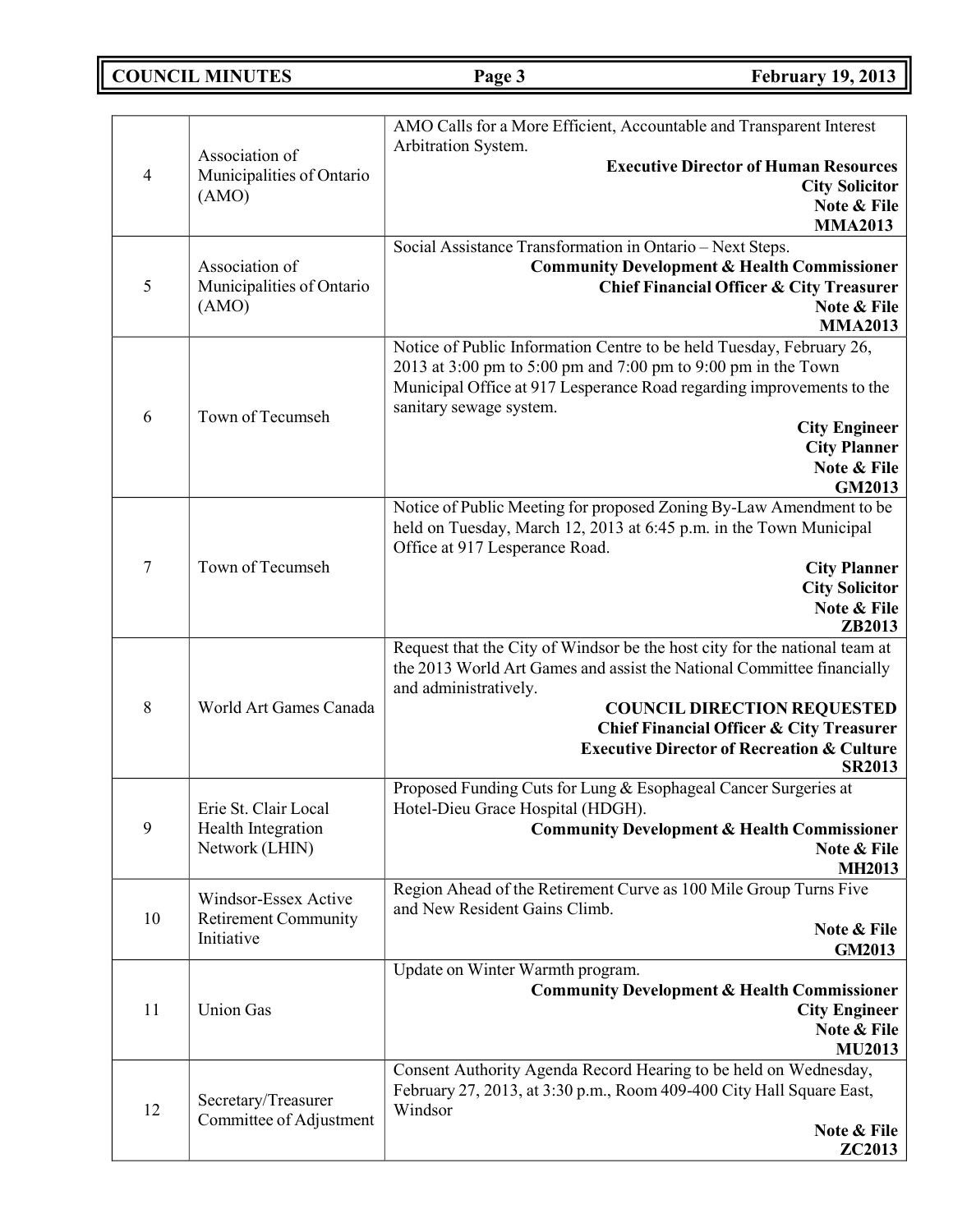| 4 | Association of Municipalities of Ontario (AMO) | AMO Calls for a More Efficient, Accountable and Transparent Interest Arbitration System.<br>**Executive Director of Human Resources**<br>**City Solicitor**<br>**Note & File**<br>**MMA2013** |
|---|---|---|
| 5 | Association of Municipalities of Ontario (AMO) | Social Assistance Transformation in Ontario – Next Steps.<br>**Community Development & Health Commissioner**<br>**Chief Financial Officer & City Treasurer**<br>**Note & File**<br>**MMA2013** |
| 6 | Town of Tecumseh | Notice of Public Information Centre to be held Tuesday, February 26, 2013 at 3:00 pm to 5:00 pm and 7:00 pm to 9:00 pm in the Town Municipal Office at 917 Lesperance Road regarding improvements to the sanitary sewage system.<br>**City Engineer**<br>**City Planner**<br>**Note & File**<br>**GM2013** |
| 7 | Town of Tecumseh | Notice of Public Meeting for proposed Zoning By-Law Amendment to be held on Tuesday, March 12, 2013 at 6:45 p.m. in the Town Municipal Office at 917 Lesperance Road.<br>**City Planner**<br>**City Solicitor**<br>**Note & File**<br>**ZB2013** |
| 8 | World Art Games Canada | Request that the City of Windsor be the host city for the national team at the 2013 World Art Games and assist the National Committee financially and administratively.<br>**COUNCIL DIRECTION REQUESTED**<br>**Chief Financial Officer & City Treasurer**<br>**Executive Director of Recreation & Culture**<br>**SR2013** |
| 9 | Erie St. Clair Local Health Integration Network (LHIN) | Proposed Funding Cuts for Lung & Esophageal Cancer Surgeries at Hotel-Dieu Grace Hospital (HDGH).<br>**Community Development & Health Commissioner**<br>**Note & File**<br>**MH2013** |
| 10 | Windsor-Essex Active Retirement Community Initiative | Region Ahead of the Retirement Curve as 100 Mile Group Turns Five and New Resident Gains Climb.<br>**Note & File**<br>**GM2013** |
| 11 | Union Gas | Update on Winter Warmth program.<br>**Community Development & Health Commissioner**<br>**City Engineer**<br>**Note & File**<br>**MU2013** |
| 12 | Secretary/Treasurer Committee of Adjustment | Consent Authority Agenda Record Hearing to be held on Wednesday, February 27, 2013, at 3:30 p.m., Room 409-400 City Hall Square East, Windsor<br>**Note & File**<br>**ZC2013** |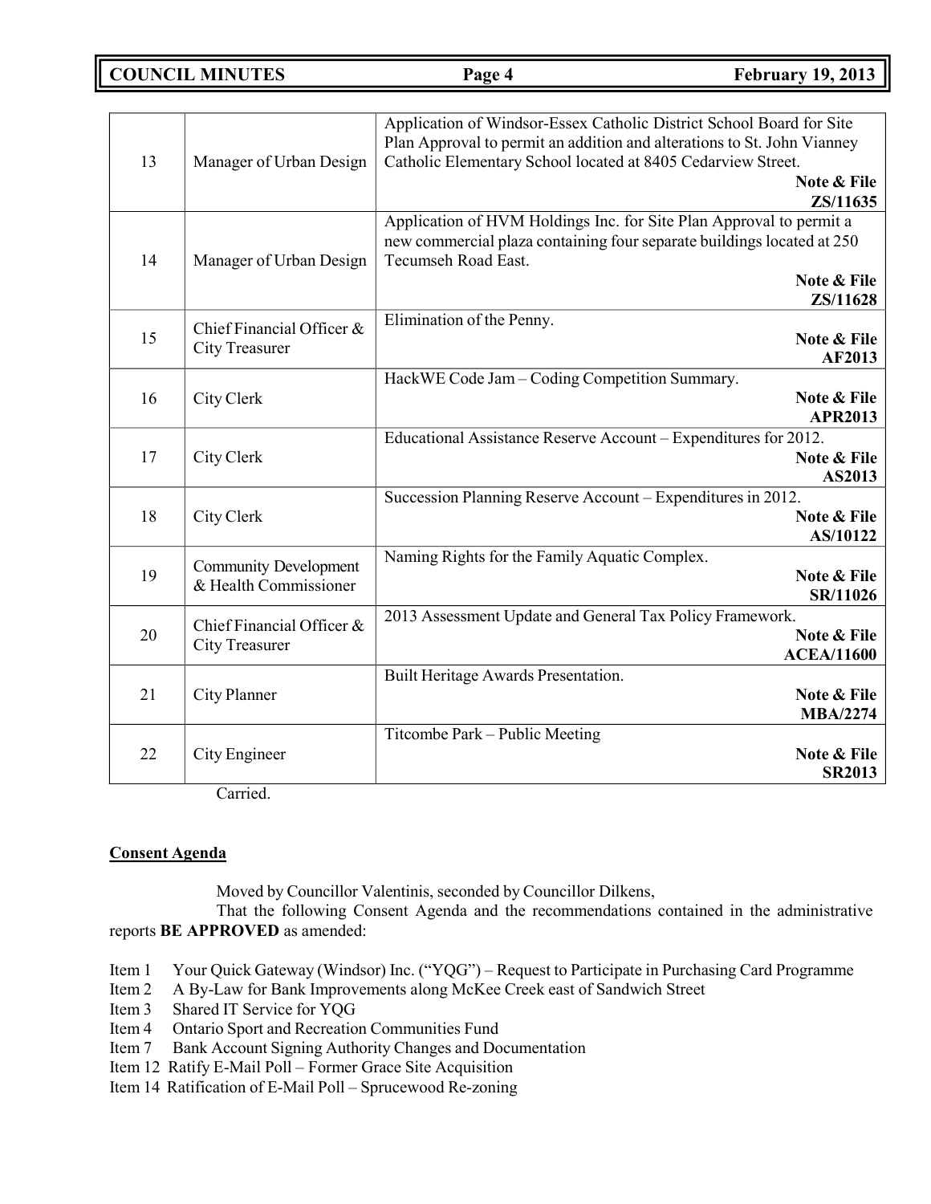| | | |
|---|---|---|
| 13 | Manager of Urban Design | Application of Windsor-Essex Catholic District School Board for Site Plan Approval to permit an addition and alterations to St. John Vianney Catholic Elementary School located at 8405 Cedarview Street. **Note & File ZS/11635** |
| 14 | Manager of Urban Design | Application of HVM Holdings Inc. for Site Plan Approval to permit a new commercial plaza containing four separate buildings located at 250 Tecumseh Road East. **Note & File ZS/11628** |
| 15 | Chief Financial Officer & City Treasurer | Elimination of the Penny. **Note & File AF2013** |
| 16 | City Clerk | HackWE Code Jam – Coding Competition Summary. **Note & File APR2013** |
| 17 | City Clerk | Educational Assistance Reserve Account – Expenditures for 2012. **Note & File AS2013** |
| 18 | City Clerk | Succession Planning Reserve Account – Expenditures in 2012. **Note & File AS/10122** |
| 19 | Community Development & Health Commissioner | Naming Rights for the Family Aquatic Complex. **Note & File SR/11026** |
| 20 | Chief Financial Officer & City Treasurer | 2013 Assessment Update and General Tax Policy Framework. **Note & File ACEA/11600** |
| 21 | City Planner | Built Heritage Awards Presentation. **Note & File MBA/2274** |
| 22 | City Engineer | Titcombe Park – Public Meeting **Note & File SR2013** |

Carried.

**Consent Agenda**

Moved by Councillor Valentinis, seconded by Councillor Dilkens,

That the following Consent Agenda and the recommendations contained in the administrative reports **BE APPROVED** as amended:

Item 1 Your Quick Gateway (Windsor) Inc. ("YQG") – Request to Participate in Purchasing Card Programme
Item 2 A By-Law for Bank Improvements along McKee Creek east of Sandwich Street
Item 3 Shared IT Service for YQG
Item 4 Ontario Sport and Recreation Communities Fund
Item 7 Bank Account Signing Authority Changes and Documentation
Item 12 Ratify E-Mail Poll – Former Grace Site Acquisition
Item 14 Ratification of E-Mail Poll – Sprucewood Re-zoning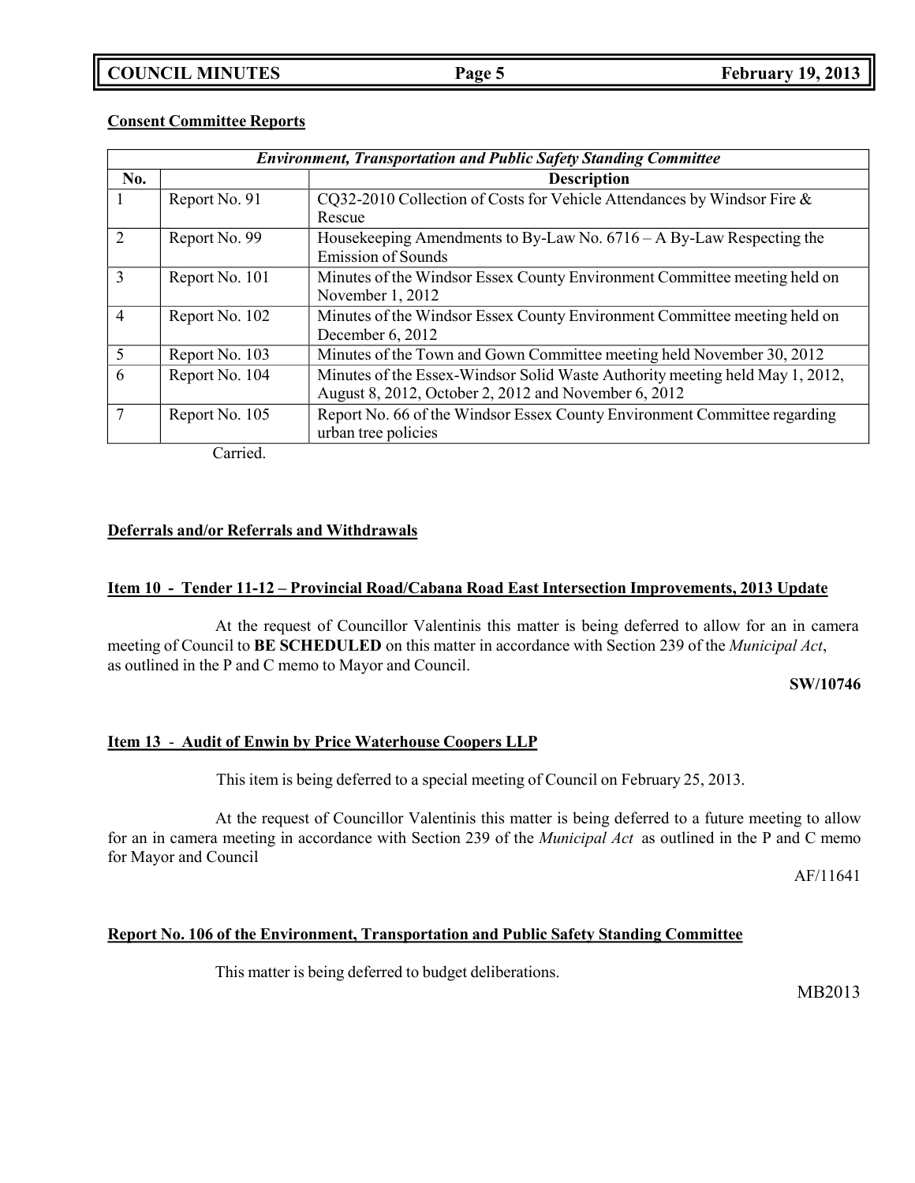**Consent Committee Reports**

| *Environment, Transportation and Public Safety Standing Committee* | | |
|---|---|---|
| **No.** | | **Description** |
| 1 | Report No. 91 | CQ32-2010 Collection of Costs for Vehicle Attendances by Windsor Fire & Rescue |
| 2 | Report No. 99 | Housekeeping Amendments to By-Law No. 6716 – A By-Law Respecting the Emission of Sounds |
| 3 | Report No. 101 | Minutes of the Windsor Essex County Environment Committee meeting held on November 1, 2012 |
| 4 | Report No. 102 | Minutes of the Windsor Essex County Environment Committee meeting held on December 6, 2012 |
| 5 | Report No. 103 | Minutes of the Town and Gown Committee meeting held November 30, 2012 |
| 6 | Report No. 104 | Minutes of the Essex-Windsor Solid Waste Authority meeting held May 1, 2012, August 8, 2012, October 2, 2012 and November 6, 2012 |
| 7 | Report No. 105 | Report No. 66 of the Windsor Essex County Environment Committee regarding urban tree policies |

Carried.

**Deferrals and/or Referrals and Withdrawals**

**Item 10 - Tender 11-12 – Provincial Road/Cabana Road East Intersection Improvements, 2013 Update**

At the request of Councillor Valentinis this matter is being deferred to allow for an in camera meeting of Council to **BE SCHEDULED** on this matter in accordance with Section 239 of the *Municipal Act*, as outlined in the P and C memo to Mayor and Council.

**SW/10746**

**Item 13 - Audit of Enwin by Price Waterhouse Coopers LLP**

This item is being deferred to a special meeting of Council on February 25, 2013.

At the request of Councillor Valentinis this matter is being deferred to a future meeting to allow for an in camera meeting in accordance with Section 239 of the *Municipal Act* as outlined in the P and C memo for Mayor and Council

AF/11641

**Report No. 106 of the Environment, Transportation and Public Safety Standing Committee**

This matter is being deferred to budget deliberations.

MB2013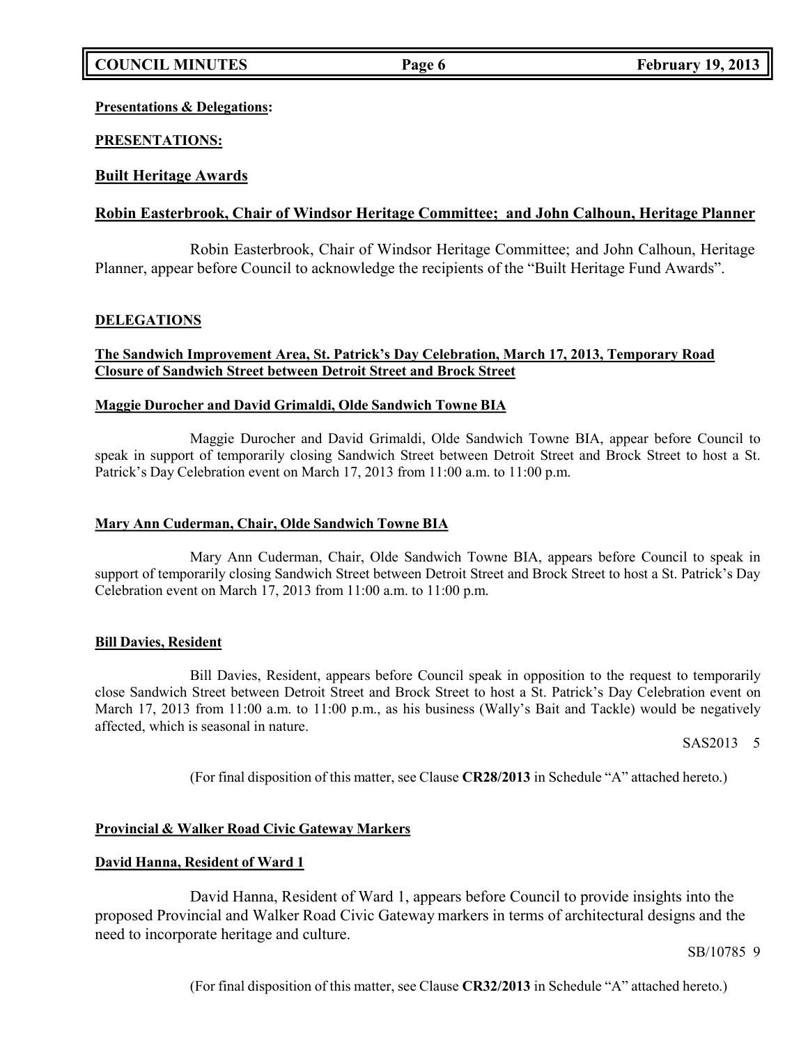**Presentations & Delegations:**

**PRESENTATIONS:**

## Built Heritage Awards

### Robin Easterbrook, Chair of Windsor Heritage Committee; and John Calhoun, Heritage Planner

Robin Easterbrook, Chair of Windsor Heritage Committee; and John Calhoun, Heritage Planner, appear before Council to acknowledge the recipients of the "Built Heritage Fund Awards".

**DELEGATIONS**

**The Sandwich Improvement Area, St. Patrick's Day Celebration, March 17, 2013, Temporary Road Closure of Sandwich Street between Detroit Street and Brock Street**

**Maggie Durocher and David Grimaldi, Olde Sandwich Towne BIA**

Maggie Durocher and David Grimaldi, Olde Sandwich Towne BIA, appear before Council to speak in support of temporarily closing Sandwich Street between Detroit Street and Brock Street to host a St. Patrick's Day Celebration event on March 17, 2013 from 11:00 a.m. to 11:00 p.m.

**Mary Ann Cuderman, Chair, Olde Sandwich Towne BIA**

Mary Ann Cuderman, Chair, Olde Sandwich Towne BIA, appears before Council to speak in support of temporarily closing Sandwich Street between Detroit Street and Brock Street to host a St. Patrick's Day Celebration event on March 17, 2013 from 11:00 a.m. to 11:00 p.m.

**Bill Davies, Resident**

Bill Davies, Resident, appears before Council speak in opposition to the request to temporarily close Sandwich Street between Detroit Street and Brock Street to host a St. Patrick's Day Celebration event on March 17, 2013 from 11:00 a.m. to 11:00 p.m., as his business (Wally's Bait and Tackle) would be negatively affected, which is seasonal in nature.

SAS2013 5

(For final disposition of this matter, see Clause **CR28/2013** in Schedule "A" attached hereto.)

**Provincial & Walker Road Civic Gateway Markers**

**David Hanna, Resident of Ward 1**

David Hanna, Resident of Ward 1, appears before Council to provide insights into the proposed Provincial and Walker Road Civic Gateway markers in terms of architectural designs and the need to incorporate heritage and culture.

SB/10785 9

(For final disposition of this matter, see Clause **CR32/2013** in Schedule "A" attached hereto.)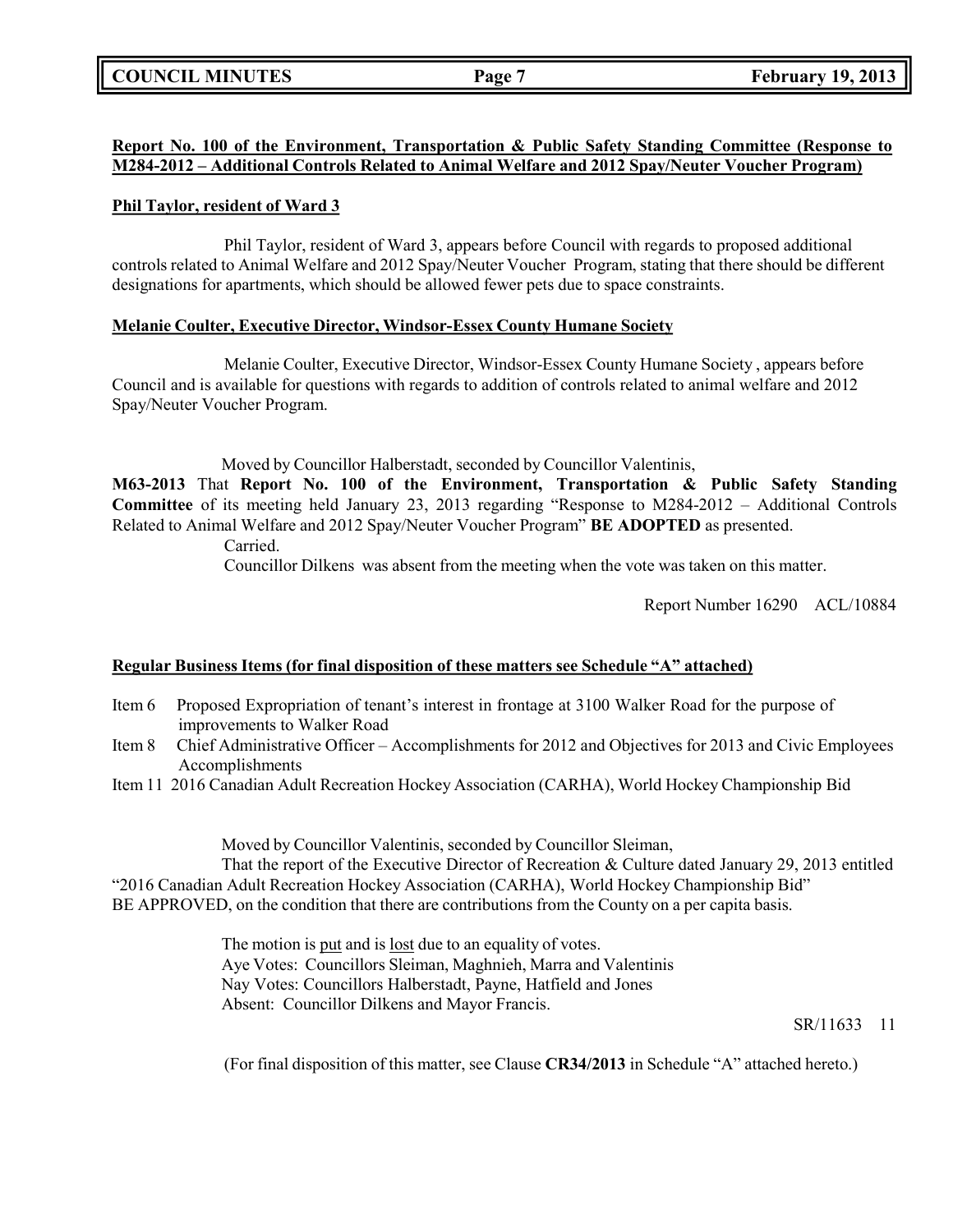**Report No. 100 of the Environment, Transportation & Public Safety Standing Committee (Response to M284-2012 – Additional Controls Related to Animal Welfare and 2012 Spay/Neuter Voucher Program)**

**Phil Taylor, resident of Ward 3**

Phil Taylor, resident of Ward 3, appears before Council with regards to proposed additional controls related to Animal Welfare and 2012 Spay/Neuter Voucher Program, stating that there should be different designations for apartments, which should be allowed fewer pets due to space constraints.

**Melanie Coulter, Executive Director, Windsor-Essex County Humane Society**

Melanie Coulter, Executive Director, Windsor-Essex County Humane Society , appears before Council and is available for questions with regards to addition of controls related to animal welfare and 2012 Spay/Neuter Voucher Program.

Moved by Councillor Halberstadt, seconded by Councillor Valentinis,

**M63-2013** That **Report No. 100 of the Environment, Transportation & Public Safety Standing Committee** of its meeting held January 23, 2013 regarding "Response to M284-2012 – Additional Controls Related to Animal Welfare and 2012 Spay/Neuter Voucher Program" **BE ADOPTED** as presented.

Carried.

Councillor Dilkens was absent from the meeting when the vote was taken on this matter.

Report Number 16290 ACL/10884

**Regular Business Items (for final disposition of these matters see Schedule "A" attached)**

- Item 6 Proposed Expropriation of tenant's interest in frontage at 3100 Walker Road for the purpose of improvements to Walker Road
- Item 8 Chief Administrative Officer – Accomplishments for 2012 and Objectives for 2013 and Civic Employees Accomplishments
- Item 11 2016 Canadian Adult Recreation Hockey Association (CARHA), World Hockey Championship Bid

Moved by Councillor Valentinis, seconded by Councillor Sleiman,

That the report of the Executive Director of Recreation & Culture dated January 29, 2013 entitled "2016 Canadian Adult Recreation Hockey Association (CARHA), World Hockey Championship Bid" BE APPROVED, on the condition that there are contributions from the County on a per capita basis.

The motion is put and is lost due to an equality of votes.
Aye Votes: Councillors Sleiman, Maghnieh, Marra and Valentinis
Nay Votes: Councillors Halberstadt, Payne, Hatfield and Jones
Absent: Councillor Dilkens and Mayor Francis.

SR/11633 11

(For final disposition of this matter, see Clause **CR34/2013** in Schedule "A" attached hereto.)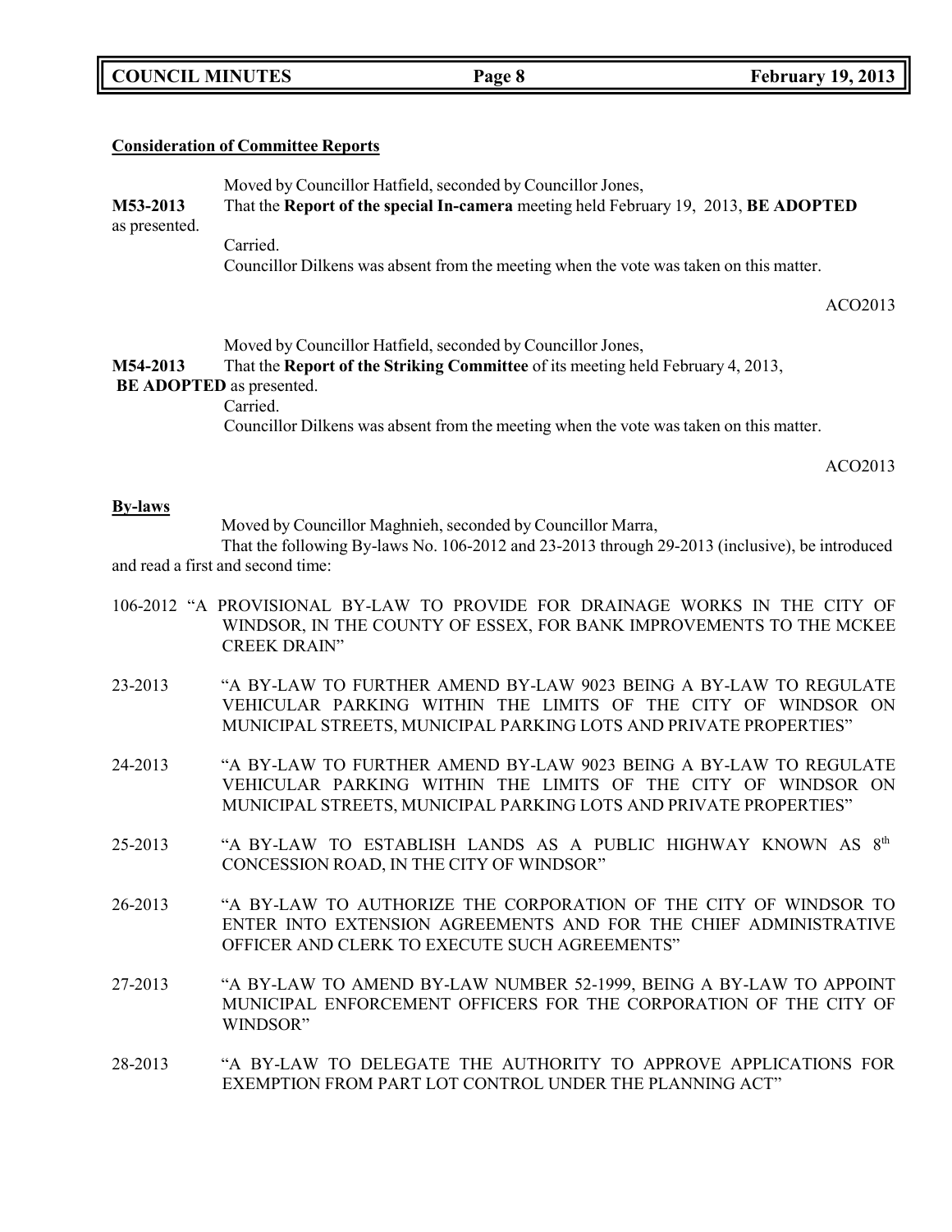**Consideration of Committee Reports**

Moved by Councillor Hatfield, seconded by Councillor Jones,

**M53-2013** That the **Report of the special In-camera** meeting held February 19, 2013, **BE ADOPTED** as presented.

Carried.

Councillor Dilkens was absent from the meeting when the vote was taken on this matter.

ACO2013

Moved by Councillor Hatfield, seconded by Councillor Jones,

**M54-2013** That the **Report of the Striking Committee** of its meeting held February 4, 2013, **BE ADOPTED** as presented.

Carried.

Councillor Dilkens was absent from the meeting when the vote was taken on this matter.

ACO2013

**By-laws**

Moved by Councillor Maghnieh, seconded by Councillor Marra,

That the following By-laws No. 106-2012 and 23-2013 through 29-2013 (inclusive), be introduced and read a first and second time:

106-2012 "A PROVISIONAL BY-LAW TO PROVIDE FOR DRAINAGE WORKS IN THE CITY OF WINDSOR, IN THE COUNTY OF ESSEX, FOR BANK IMPROVEMENTS TO THE MCKEE CREEK DRAIN"

23-2013 "A BY-LAW TO FURTHER AMEND BY-LAW 9023 BEING A BY-LAW TO REGULATE VEHICULAR PARKING WITHIN THE LIMITS OF THE CITY OF WINDSOR ON MUNICIPAL STREETS, MUNICIPAL PARKING LOTS AND PRIVATE PROPERTIES"

24-2013 "A BY-LAW TO FURTHER AMEND BY-LAW 9023 BEING A BY-LAW TO REGULATE VEHICULAR PARKING WITHIN THE LIMITS OF THE CITY OF WINDSOR ON MUNICIPAL STREETS, MUNICIPAL PARKING LOTS AND PRIVATE PROPERTIES"

25-2013 "A BY-LAW TO ESTABLISH LANDS AS A PUBLIC HIGHWAY KNOWN AS 8th CONCESSION ROAD, IN THE CITY OF WINDSOR"

26-2013 "A BY-LAW TO AUTHORIZE THE CORPORATION OF THE CITY OF WINDSOR TO ENTER INTO EXTENSION AGREEMENTS AND FOR THE CHIEF ADMINISTRATIVE OFFICER AND CLERK TO EXECUTE SUCH AGREEMENTS"

27-2013 "A BY-LAW TO AMEND BY-LAW NUMBER 52-1999, BEING A BY-LAW TO APPOINT MUNICIPAL ENFORCEMENT OFFICERS FOR THE CORPORATION OF THE CITY OF WINDSOR"

28-2013 "A BY-LAW TO DELEGATE THE AUTHORITY TO APPROVE APPLICATIONS FOR EXEMPTION FROM PART LOT CONTROL UNDER THE PLANNING ACT"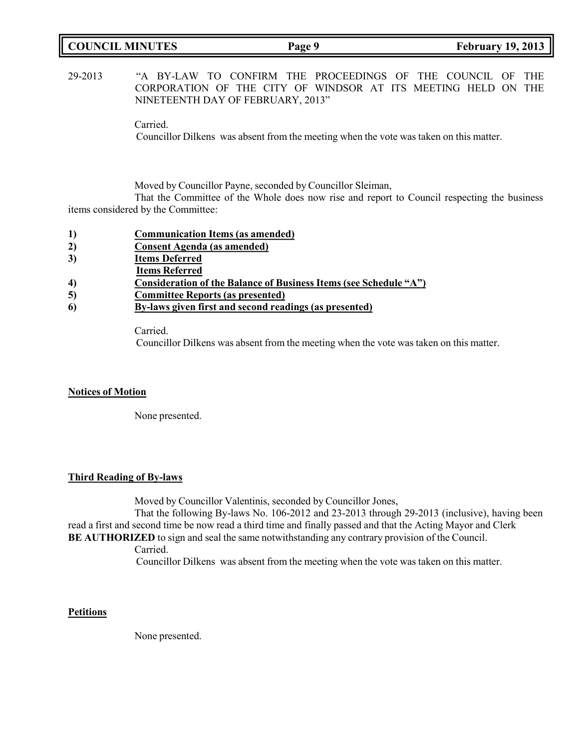29-2013 "A BY-LAW TO CONFIRM THE PROCEEDINGS OF THE COUNCIL OF THE CORPORATION OF THE CITY OF WINDSOR AT ITS MEETING HELD ON THE NINETEENTH DAY OF FEBRUARY, 2013"

Carried.

Councillor Dilkens was absent from the meeting when the vote was taken on this matter.

Moved by Councillor Payne, seconded by Councillor Sleiman,

That the Committee of the Whole does now rise and report to Council respecting the business items considered by the Committee:

1) **Communication Items (as amended)**
2) **Consent Agenda (as amended)**
3) **Items Deferred**
   **Items Referred**
4) **Consideration of the Balance of Business Items (see Schedule "A")**
5) **Committee Reports (as presented)**
6) **By-laws given first and second readings (as presented)**

Carried.

Councillor Dilkens was absent from the meeting when the vote was taken on this matter.

**Notices of Motion**

None presented.

**Third Reading of By-laws**

Moved by Councillor Valentinis, seconded by Councillor Jones,

That the following By-laws No. 106-2012 and 23-2013 through 29-2013 (inclusive), having been read a first and second time be now read a third time and finally passed and that the Acting Mayor and Clerk **BE AUTHORIZED** to sign and seal the same notwithstanding any contrary provision of the Council.

Carried.

Councillor Dilkens was absent from the meeting when the vote was taken on this matter.

**Petitions**

None presented.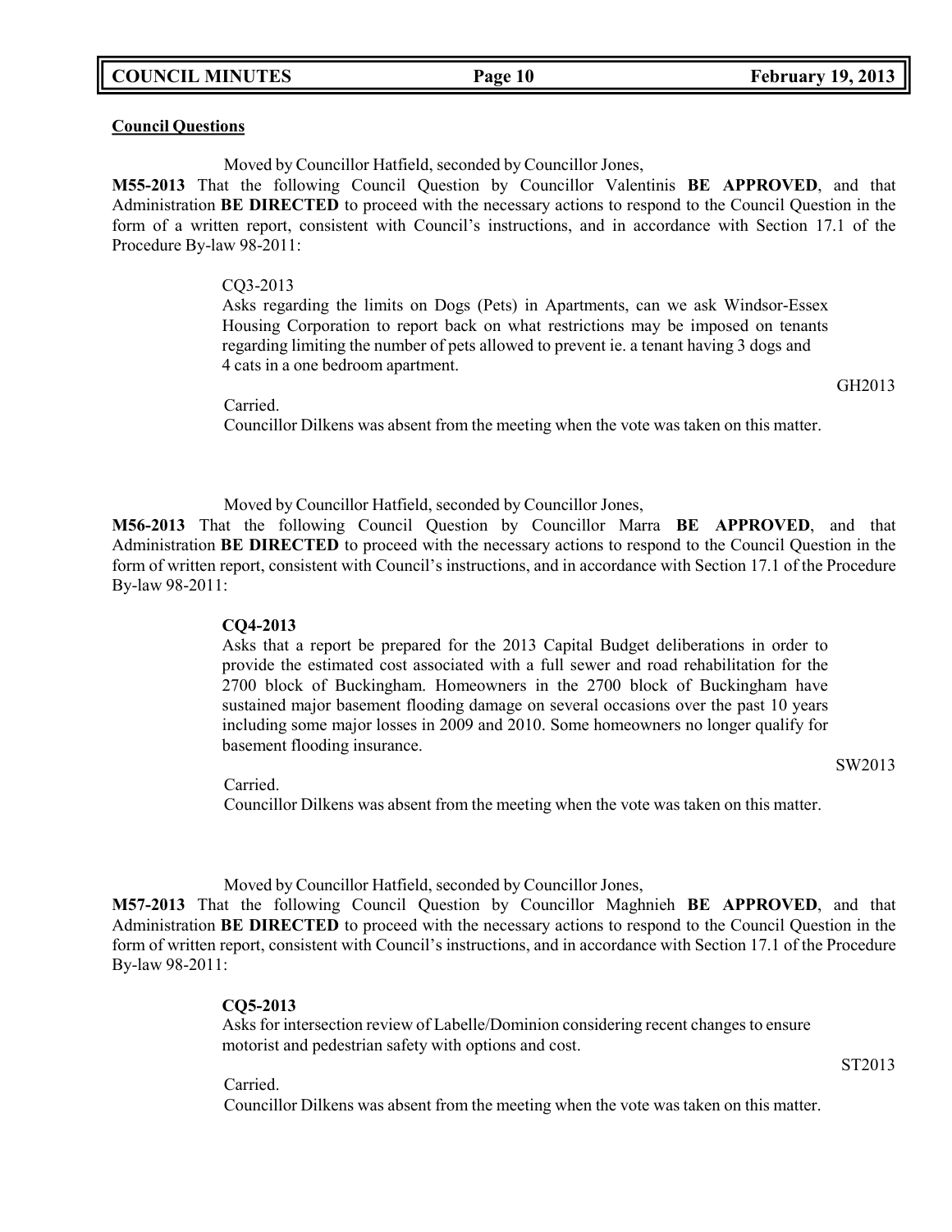**Council Questions**

Moved by Councillor Hatfield, seconded by Councillor Jones,

**M55-2013** That the following Council Question by Councillor Valentinis **BE APPROVED**, and that Administration **BE DIRECTED** to proceed with the necessary actions to respond to the Council Question in the form of a written report, consistent with Council's instructions, and in accordance with Section 17.1 of the Procedure By-law 98-2011:

> CQ3-2013
>
> Asks regarding the limits on Dogs (Pets) in Apartments, can we ask Windsor-Essex Housing Corporation to report back on what restrictions may be imposed on tenants regarding limiting the number of pets allowed to prevent ie. a tenant having 3 dogs and 4 cats in a one bedroom apartment.

GH2013

Carried.

Councillor Dilkens was absent from the meeting when the vote was taken on this matter.

Moved by Councillor Hatfield, seconded by Councillor Jones,

**M56-2013** That the following Council Question by Councillor Marra **BE APPROVED**, and that Administration **BE DIRECTED** to proceed with the necessary actions to respond to the Council Question in the form of written report, consistent with Council's instructions, and in accordance with Section 17.1 of the Procedure By-law 98-2011:

> **CQ4-2013**
>
> Asks that a report be prepared for the 2013 Capital Budget deliberations in order to provide the estimated cost associated with a full sewer and road rehabilitation for the 2700 block of Buckingham. Homeowners in the 2700 block of Buckingham have sustained major basement flooding damage on several occasions over the past 10 years including some major losses in 2009 and 2010. Some homeowners no longer qualify for basement flooding insurance.

SW2013

Carried.

Councillor Dilkens was absent from the meeting when the vote was taken on this matter.

Moved by Councillor Hatfield, seconded by Councillor Jones,

**M57-2013** That the following Council Question by Councillor Maghnieh **BE APPROVED**, and that Administration **BE DIRECTED** to proceed with the necessary actions to respond to the Council Question in the form of written report, consistent with Council's instructions, and in accordance with Section 17.1 of the Procedure By-law 98-2011:

> **CQ5-2013**
>
> Asks for intersection review of Labelle/Dominion considering recent changes to ensure motorist and pedestrian safety with options and cost.

ST2013

Carried.

Councillor Dilkens was absent from the meeting when the vote was taken on this matter.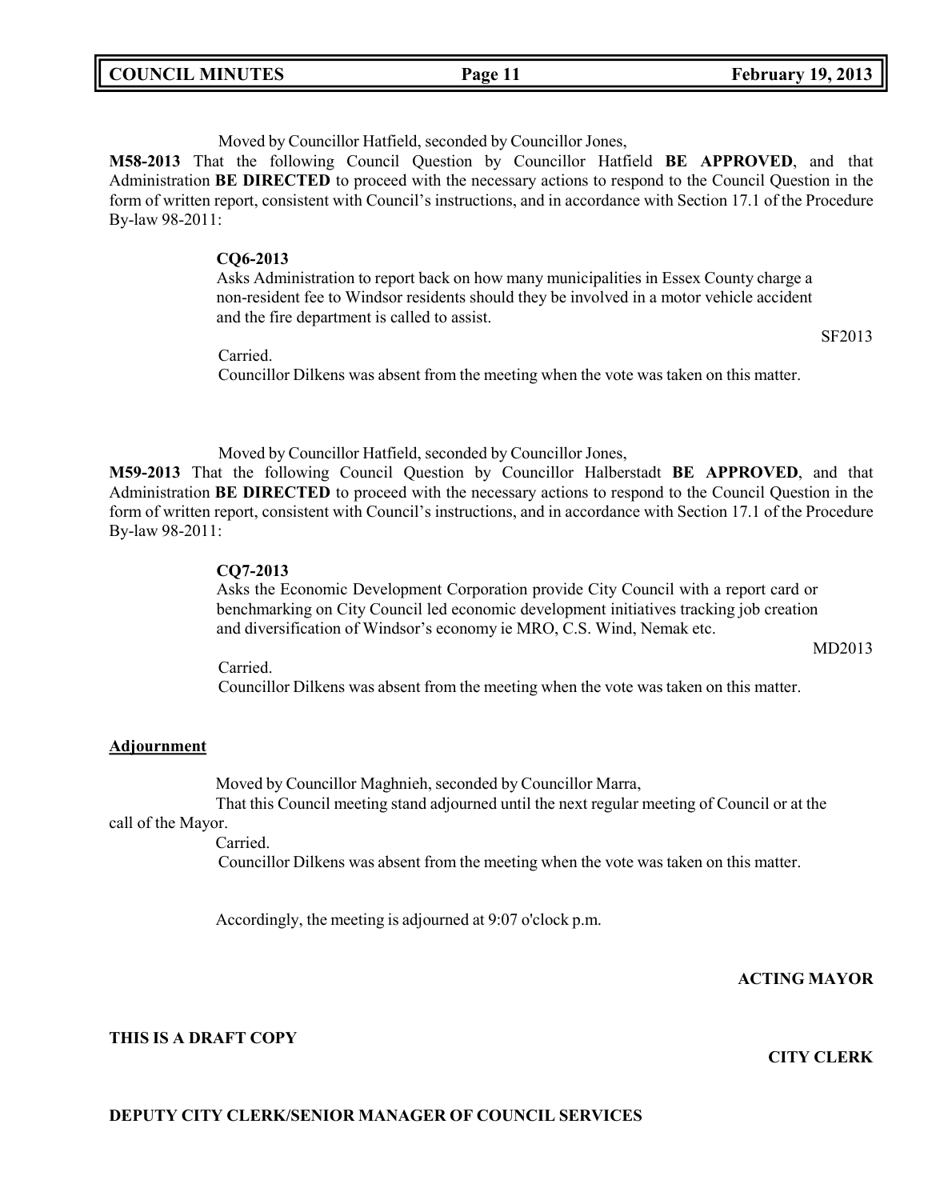Moved by Councillor Hatfield, seconded by Councillor Jones,

**M58-2013** That the following Council Question by Councillor Hatfield **BE APPROVED**, and that Administration **BE DIRECTED** to proceed with the necessary actions to respond to the Council Question in the form of written report, consistent with Council's instructions, and in accordance with Section 17.1 of the Procedure By-law 98-2011:

**CQ6-2013**

Asks Administration to report back on how many municipalities in Essex County charge a non-resident fee to Windsor residents should they be involved in a motor vehicle accident and the fire department is called to assist.

SF2013

Carried.

Councillor Dilkens was absent from the meeting when the vote was taken on this matter.

Moved by Councillor Hatfield, seconded by Councillor Jones,

**M59-2013** That the following Council Question by Councillor Halberstadt **BE APPROVED**, and that Administration **BE DIRECTED** to proceed with the necessary actions to respond to the Council Question in the form of written report, consistent with Council's instructions, and in accordance with Section 17.1 of the Procedure By-law 98-2011:

**CQ7-2013**

Asks the Economic Development Corporation provide City Council with a report card or benchmarking on City Council led economic development initiatives tracking job creation and diversification of Windsor's economy ie MRO, C.S. Wind, Nemak etc.

MD2013

Carried.

Councillor Dilkens was absent from the meeting when the vote was taken on this matter.

## Adjournment

Moved by Councillor Maghnieh, seconded by Councillor Marra,

That this Council meeting stand adjourned until the next regular meeting of Council or at the call of the Mayor.

Carried.

Councillor Dilkens was absent from the meeting when the vote was taken on this matter.

Accordingly, the meeting is adjourned at 9:07 o'clock p.m.

**ACTING MAYOR**

**THIS IS A DRAFT COPY**

**CITY CLERK**

**DEPUTY CITY CLERK/SENIOR MANAGER OF COUNCIL SERVICES**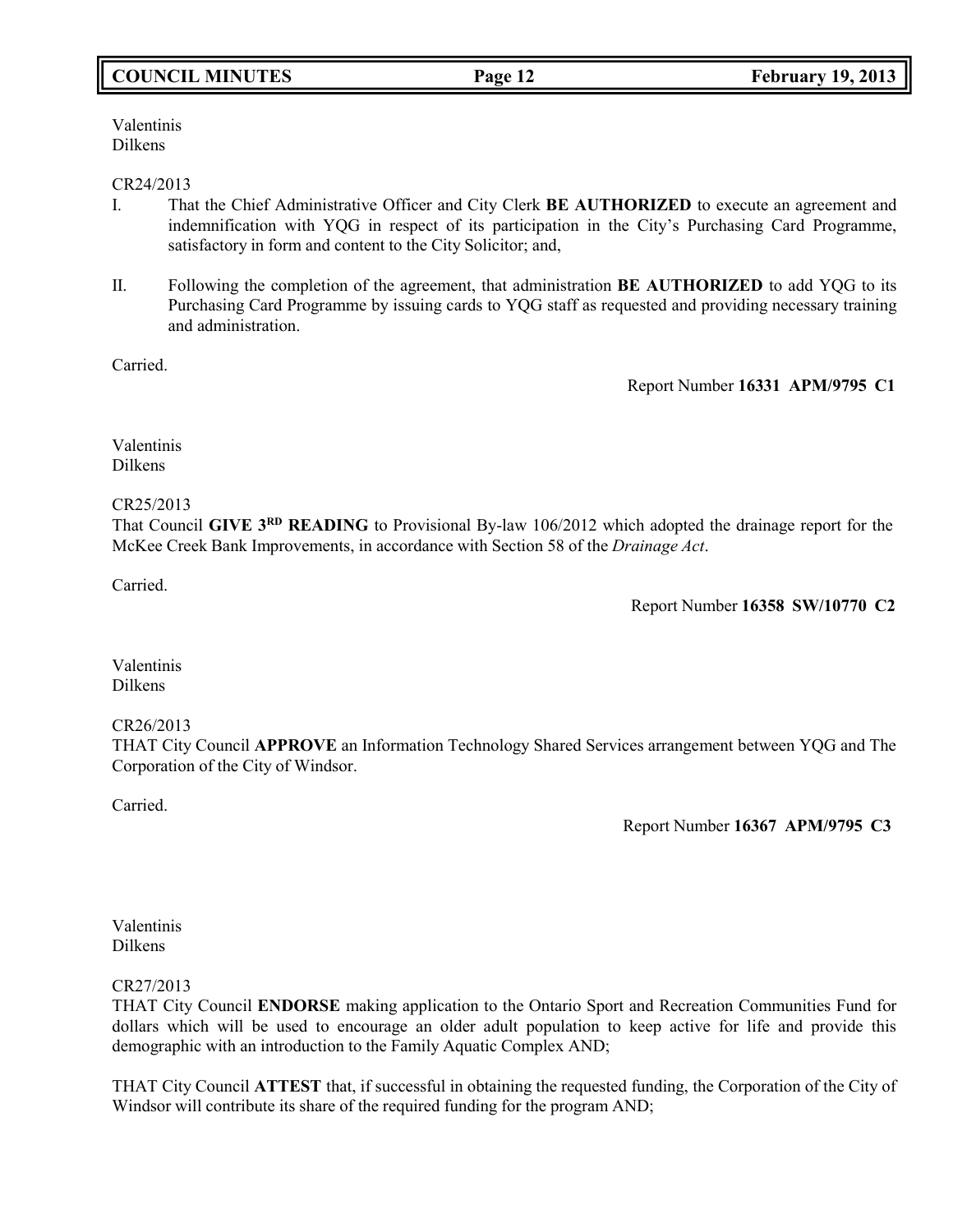Valentinis
Dilkens

CR24/2013

I. That the Chief Administrative Officer and City Clerk **BE AUTHORIZED** to execute an agreement and indemnification with YQG in respect of its participation in the City's Purchasing Card Programme, satisfactory in form and content to the City Solicitor; and,

II. Following the completion of the agreement, that administration **BE AUTHORIZED** to add YQG to its Purchasing Card Programme by issuing cards to YQG staff as requested and providing necessary training and administration.

Carried.

Report Number **16331 APM/9795 C1**

Valentinis
Dilkens

CR25/2013

That Council **GIVE 3RD READING** to Provisional By-law 106/2012 which adopted the drainage report for the McKee Creek Bank Improvements, in accordance with Section 58 of the *Drainage Act*.

Carried.

Report Number **16358 SW/10770 C2**

Valentinis
Dilkens

CR26/2013

THAT City Council **APPROVE** an Information Technology Shared Services arrangement between YQG and The Corporation of the City of Windsor.

Carried.

Report Number **16367 APM/9795 C3**

Valentinis
Dilkens

CR27/2013

THAT City Council **ENDORSE** making application to the Ontario Sport and Recreation Communities Fund for dollars which will be used to encourage an older adult population to keep active for life and provide this demographic with an introduction to the Family Aquatic Complex AND;

THAT City Council **ATTEST** that, if successful in obtaining the requested funding, the Corporation of the City of Windsor will contribute its share of the required funding for the program AND;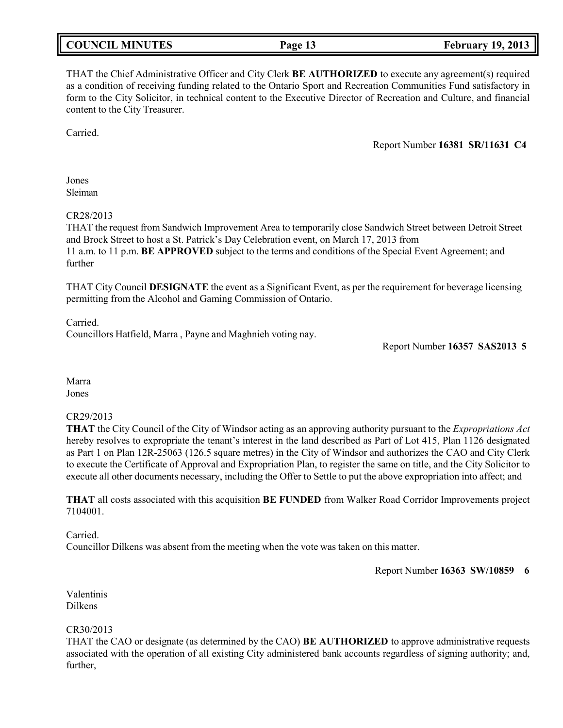THAT the Chief Administrative Officer and City Clerk **BE AUTHORIZED** to execute any agreement(s) required as a condition of receiving funding related to the Ontario Sport and Recreation Communities Fund satisfactory in form to the City Solicitor, in technical content to the Executive Director of Recreation and Culture, and financial content to the City Treasurer.

Carried.

Report Number **16381 SR/11631 C4**

Jones
Sleiman

CR28/2013
THAT the request from Sandwich Improvement Area to temporarily close Sandwich Street between Detroit Street and Brock Street to host a St. Patrick's Day Celebration event, on March 17, 2013 from 11 a.m. to 11 p.m. **BE APPROVED** subject to the terms and conditions of the Special Event Agreement; and further

THAT City Council **DESIGNATE** the event as a Significant Event, as per the requirement for beverage licensing permitting from the Alcohol and Gaming Commission of Ontario.

Carried.
Councillors Hatfield, Marra , Payne and Maghnieh voting nay.

Report Number **16357 SAS2013 5**

Marra
Jones

CR29/2013
**THAT** the City Council of the City of Windsor acting as an approving authority pursuant to the *Expropriations Act* hereby resolves to expropriate the tenant's interest in the land described as Part of Lot 415, Plan 1126 designated as Part 1 on Plan 12R-25063 (126.5 square metres) in the City of Windsor and authorizes the CAO and City Clerk to execute the Certificate of Approval and Expropriation Plan, to register the same on title, and the City Solicitor to execute all other documents necessary, including the Offer to Settle to put the above expropriation into affect; and

**THAT** all costs associated with this acquisition **BE FUNDED** from Walker Road Corridor Improvements project 7104001.

Carried.
Councillor Dilkens was absent from the meeting when the vote was taken on this matter.

Report Number **16363 SW/10859 6**

Valentinis
Dilkens

CR30/2013
THAT the CAO or designate (as determined by the CAO) **BE AUTHORIZED** to approve administrative requests associated with the operation of all existing City administered bank accounts regardless of signing authority; and, further,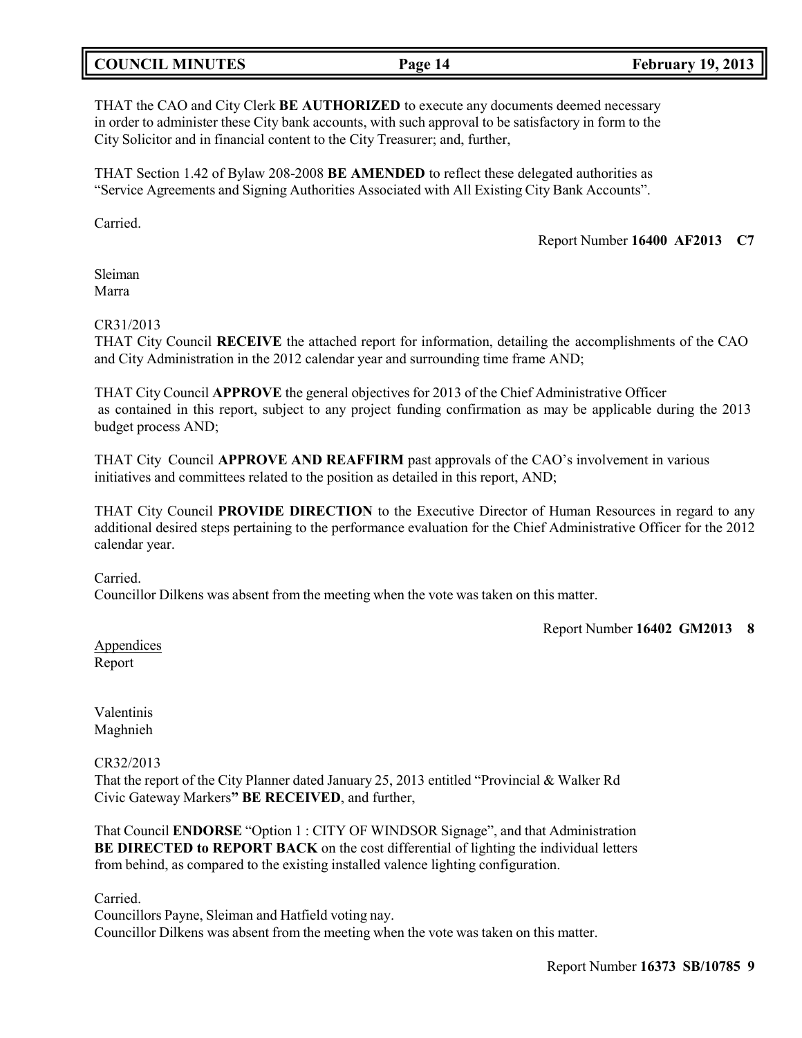THAT the CAO and City Clerk **BE AUTHORIZED** to execute any documents deemed necessary in order to administer these City bank accounts, with such approval to be satisfactory in form to the City Solicitor and in financial content to the City Treasurer; and, further,

THAT Section 1.42 of Bylaw 208-2008 **BE AMENDED** to reflect these delegated authorities as "Service Agreements and Signing Authorities Associated with All Existing City Bank Accounts".

Carried.

Report Number **16400 AF2013 C7**

Sleiman
Marra

CR31/2013
THAT City Council **RECEIVE** the attached report for information, detailing the accomplishments of the CAO and City Administration in the 2012 calendar year and surrounding time frame AND;

THAT City Council **APPROVE** the general objectives for 2013 of the Chief Administrative Officer as contained in this report, subject to any project funding confirmation as may be applicable during the 2013 budget process AND;

THAT City Council **APPROVE AND REAFFIRM** past approvals of the CAO's involvement in various initiatives and committees related to the position as detailed in this report, AND;

THAT City Council **PROVIDE DIRECTION** to the Executive Director of Human Resources in regard to any additional desired steps pertaining to the performance evaluation for the Chief Administrative Officer for the 2012 calendar year.

Carried.
Councillor Dilkens was absent from the meeting when the vote was taken on this matter.

Report Number **16402 GM2013 8**

Appendices
Report

Valentinis
Maghnieh

CR32/2013
That the report of the City Planner dated January 25, 2013 entitled "Provincial & Walker Rd Civic Gateway Markers**" BE RECEIVED**, and further,

That Council **ENDORSE** "Option 1 : CITY OF WINDSOR Signage", and that Administration **BE DIRECTED to REPORT BACK** on the cost differential of lighting the individual letters from behind, as compared to the existing installed valence lighting configuration.

Carried.
Councillors Payne, Sleiman and Hatfield voting nay.
Councillor Dilkens was absent from the meeting when the vote was taken on this matter.

Report Number **16373 SB/10785 9**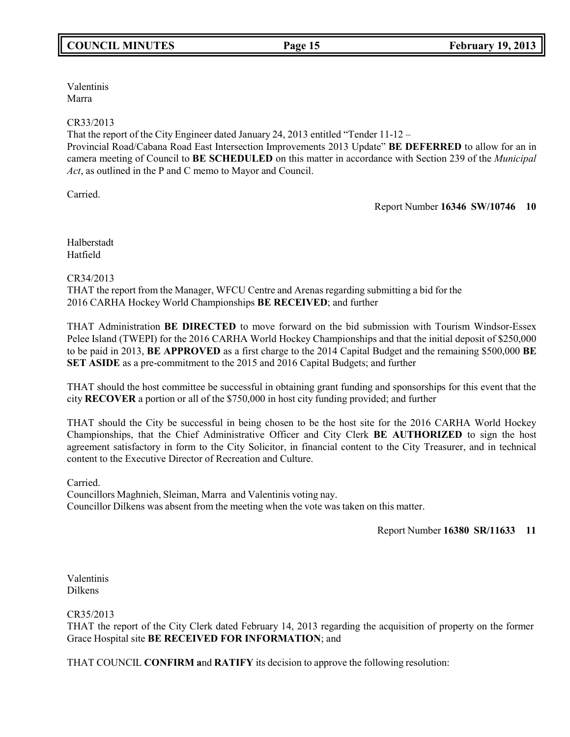Valentinis
Marra

CR33/2013
That the report of the City Engineer dated January 24, 2013 entitled "Tender 11-12 –
Provincial Road/Cabana Road East Intersection Improvements 2013 Update" **BE DEFERRED** to allow for an in camera meeting of Council to **BE SCHEDULED** on this matter in accordance with Section 239 of the *Municipal Act*, as outlined in the P and C memo to Mayor and Council.

Carried.

Report Number **16346 SW/10746 10**

Halberstadt
Hatfield

CR34/2013
THAT the report from the Manager, WFCU Centre and Arenas regarding submitting a bid for the
2016 CARHA Hockey World Championships **BE RECEIVED**; and further

THAT Administration **BE DIRECTED** to move forward on the bid submission with Tourism Windsor-Essex Pelee Island (TWEPI) for the 2016 CARHA World Hockey Championships and that the initial deposit of $250,000 to be paid in 2013, **BE APPROVED** as a first charge to the 2014 Capital Budget and the remaining $500,000 **BE SET ASIDE** as a pre-commitment to the 2015 and 2016 Capital Budgets; and further

THAT should the host committee be successful in obtaining grant funding and sponsorships for this event that the city **RECOVER** a portion or all of the $750,000 in host city funding provided; and further

THAT should the City be successful in being chosen to be the host site for the 2016 CARHA World Hockey Championships, that the Chief Administrative Officer and City Clerk **BE AUTHORIZED** to sign the host agreement satisfactory in form to the City Solicitor, in financial content to the City Treasurer, and in technical content to the Executive Director of Recreation and Culture.

Carried.
Councillors Maghnieh, Sleiman, Marra and Valentinis voting nay.
Councillor Dilkens was absent from the meeting when the vote was taken on this matter.

Report Number **16380 SR/11633 11**

Valentinis
Dilkens

CR35/2013
THAT the report of the City Clerk dated February 14, 2013 regarding the acquisition of property on the former Grace Hospital site **BE RECEIVED FOR INFORMATION**; and

THAT COUNCIL **CONFIRM a**nd **RATIFY** its decision to approve the following resolution: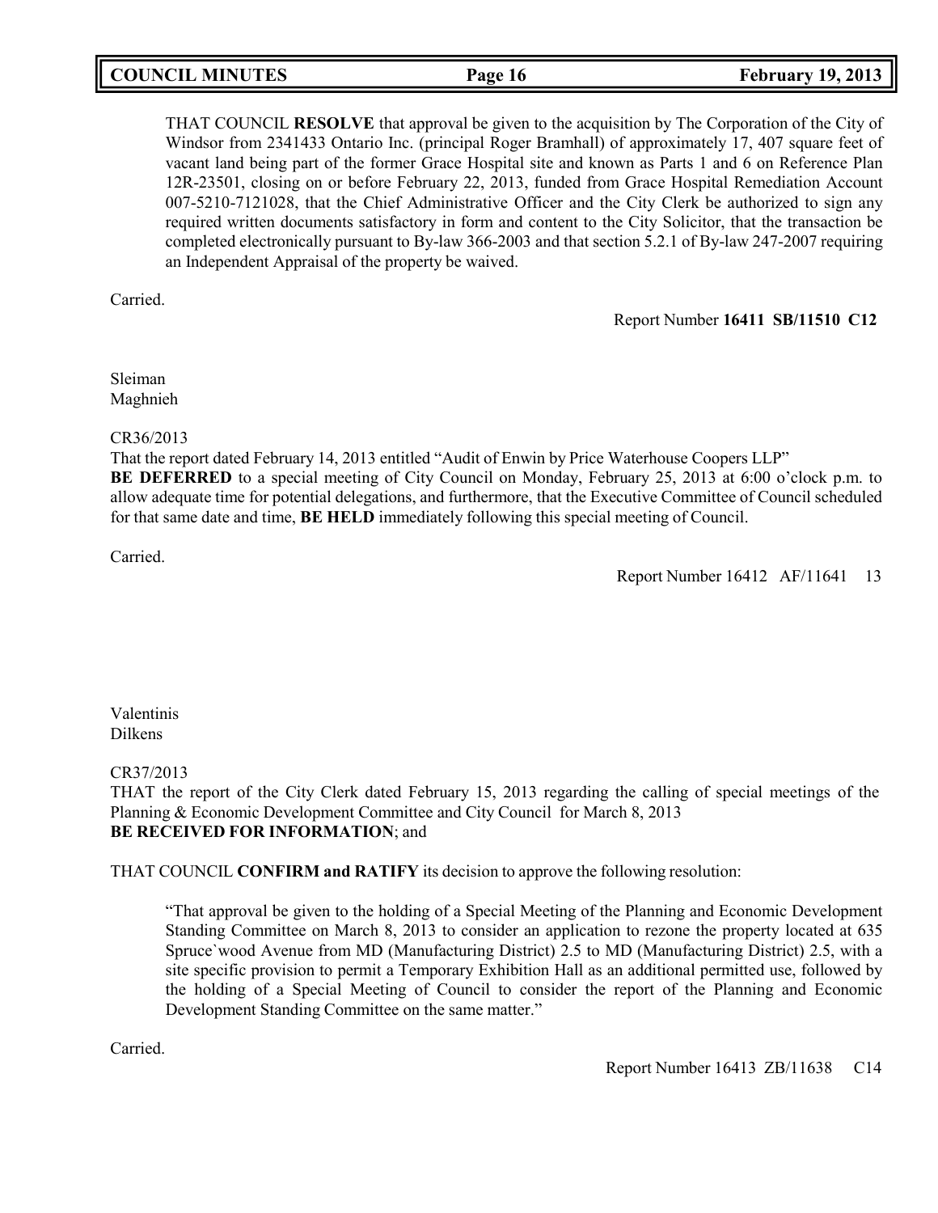THAT COUNCIL **RESOLVE** that approval be given to the acquisition by The Corporation of the City of Windsor from 2341433 Ontario Inc. (principal Roger Bramhall) of approximately 17, 407 square feet of vacant land being part of the former Grace Hospital site and known as Parts 1 and 6 on Reference Plan 12R-23501, closing on or before February 22, 2013, funded from Grace Hospital Remediation Account 007-5210-7121028, that the Chief Administrative Officer and the City Clerk be authorized to sign any required written documents satisfactory in form and content to the City Solicitor, that the transaction be completed electronically pursuant to By-law 366-2003 and that section 5.2.1 of By-law 247-2007 requiring an Independent Appraisal of the property be waived.

Carried.

Report Number **16411 SB/11510 C12**

Sleiman
Maghnieh

CR36/2013
That the report dated February 14, 2013 entitled "Audit of Enwin by Price Waterhouse Coopers LLP"
**BE DEFERRED** to a special meeting of City Council on Monday, February 25, 2013 at 6:00 o'clock p.m. to allow adequate time for potential delegations, and furthermore, that the Executive Committee of Council scheduled for that same date and time, **BE HELD** immediately following this special meeting of Council.

Carried.

Report Number 16412 AF/11641 13

Valentinis
Dilkens

CR37/2013
THAT the report of the City Clerk dated February 15, 2013 regarding the calling of special meetings of the Planning & Economic Development Committee and City Council for March 8, 2013
**BE RECEIVED FOR INFORMATION**; and

THAT COUNCIL **CONFIRM and RATIFY** its decision to approve the following resolution:

"That approval be given to the holding of a Special Meeting of the Planning and Economic Development Standing Committee on March 8, 2013 to consider an application to rezone the property located at 635 Spruce`wood Avenue from MD (Manufacturing District) 2.5 to MD (Manufacturing District) 2.5, with a site specific provision to permit a Temporary Exhibition Hall as an additional permitted use, followed by the holding of a Special Meeting of Council to consider the report of the Planning and Economic Development Standing Committee on the same matter."

Carried.

Report Number 16413 ZB/11638 C14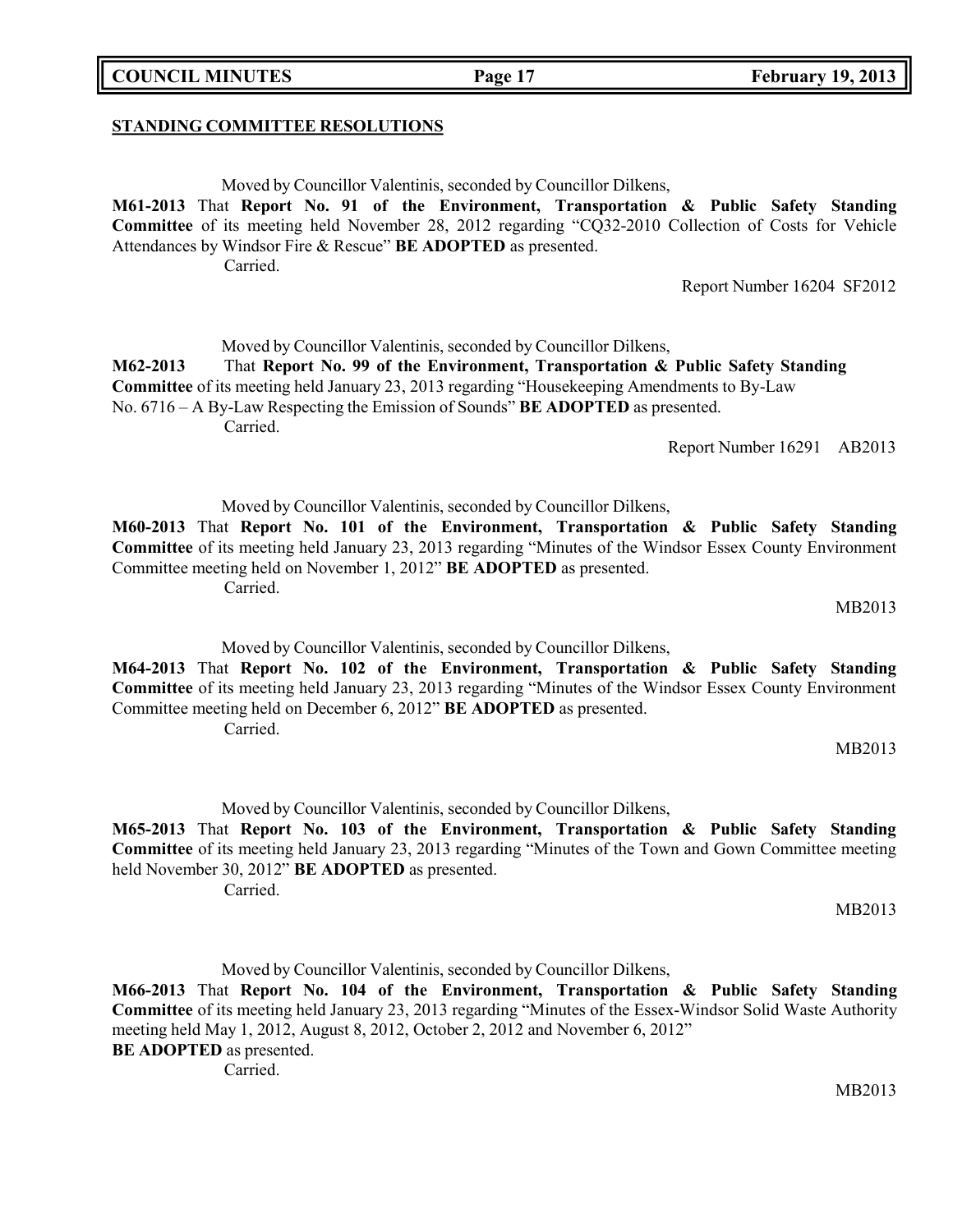**STANDING COMMITTEE RESOLUTIONS**

Moved by Councillor Valentinis, seconded by Councillor Dilkens,

**M61-2013** That **Report No. 91 of the Environment, Transportation & Public Safety Standing Committee** of its meeting held November 28, 2012 regarding "CQ32-2010 Collection of Costs for Vehicle Attendances by Windsor Fire & Rescue" **BE ADOPTED** as presented.

Carried.

Report Number 16204 SF2012

Moved by Councillor Valentinis, seconded by Councillor Dilkens,

**M62-2013** That **Report No. 99 of the Environment, Transportation & Public Safety Standing Committee** of its meeting held January 23, 2013 regarding "Housekeeping Amendments to By-Law No. 6716 – A By-Law Respecting the Emission of Sounds" **BE ADOPTED** as presented.

Carried.

Report Number 16291 AB2013

Moved by Councillor Valentinis, seconded by Councillor Dilkens,

**M60-2013** That **Report No. 101 of the Environment, Transportation & Public Safety Standing Committee** of its meeting held January 23, 2013 regarding "Minutes of the Windsor Essex County Environment Committee meeting held on November 1, 2012" **BE ADOPTED** as presented.

Carried.

MB2013

Moved by Councillor Valentinis, seconded by Councillor Dilkens,

**M64-2013** That **Report No. 102 of the Environment, Transportation & Public Safety Standing Committee** of its meeting held January 23, 2013 regarding "Minutes of the Windsor Essex County Environment Committee meeting held on December 6, 2012" **BE ADOPTED** as presented.

Carried.

MB2013

Moved by Councillor Valentinis, seconded by Councillor Dilkens,

**M65-2013** That **Report No. 103 of the Environment, Transportation & Public Safety Standing Committee** of its meeting held January 23, 2013 regarding "Minutes of the Town and Gown Committee meeting held November 30, 2012" **BE ADOPTED** as presented.

Carried.

MB2013

Moved by Councillor Valentinis, seconded by Councillor Dilkens,

**M66-2013** That **Report No. 104 of the Environment, Transportation & Public Safety Standing Committee** of its meeting held January 23, 2013 regarding "Minutes of the Essex-Windsor Solid Waste Authority meeting held May 1, 2012, August 8, 2012, October 2, 2012 and November 6, 2012" **BE ADOPTED** as presented.

Carried.

MB2013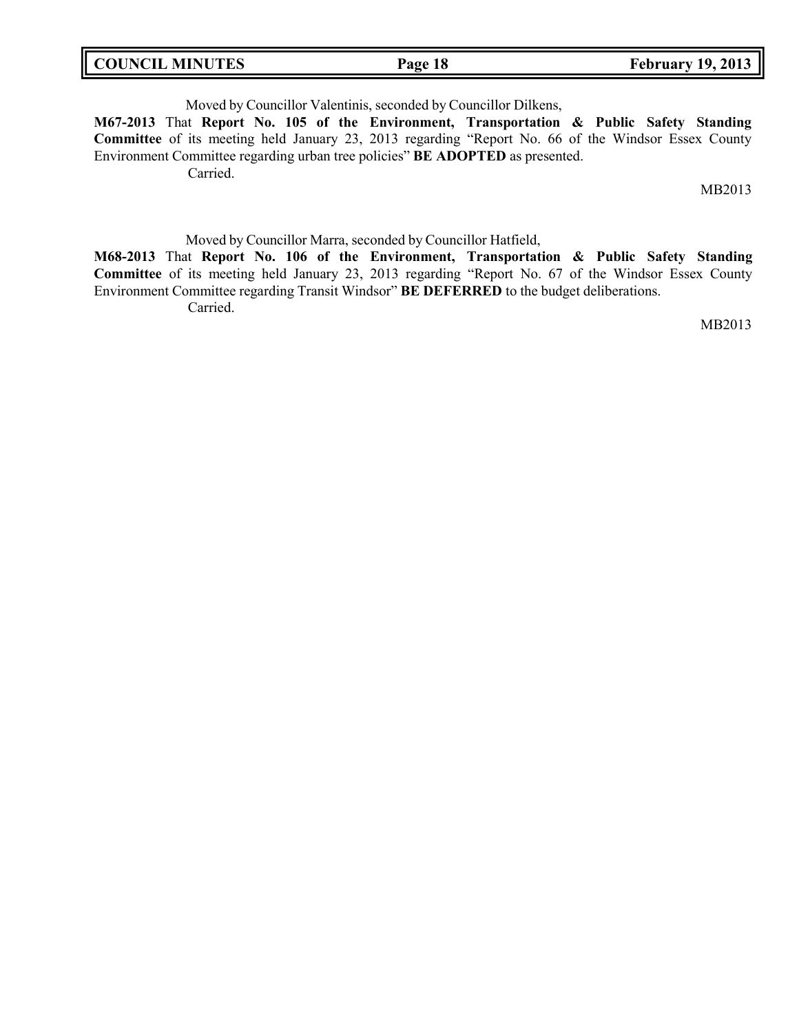Moved by Councillor Valentinis, seconded by Councillor Dilkens,

**M67-2013** That **Report No. 105 of the Environment, Transportation & Public Safety Standing Committee** of its meeting held January 23, 2013 regarding "Report No. 66 of the Windsor Essex County Environment Committee regarding urban tree policies" **BE ADOPTED** as presented.

Carried.

MB2013

Moved by Councillor Marra, seconded by Councillor Hatfield,

**M68-2013** That **Report No. 106 of the Environment, Transportation & Public Safety Standing Committee** of its meeting held January 23, 2013 regarding "Report No. 67 of the Windsor Essex County Environment Committee regarding Transit Windsor" **BE DEFERRED** to the budget deliberations.

Carried.

MB2013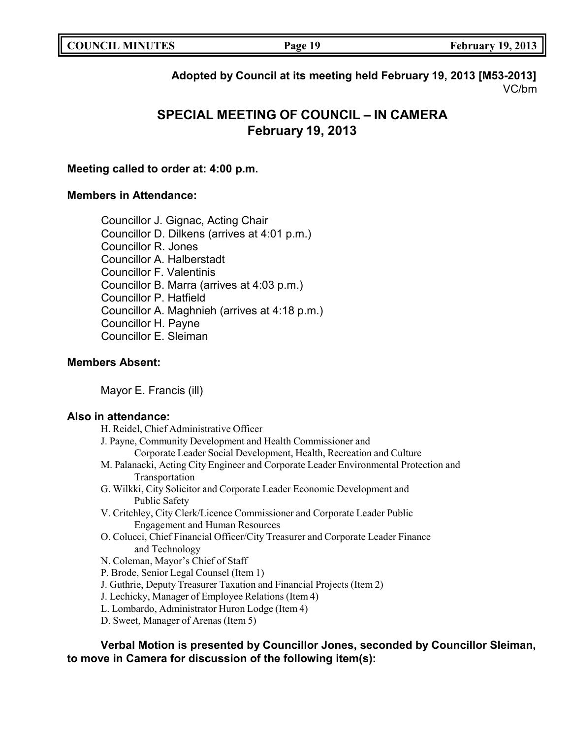**Adopted by Council at its meeting held February 19, 2013 [M53-2013]**
VC/bm

# SPECIAL MEETING OF COUNCIL – IN CAMERA
## February 19, 2013

**Meeting called to order at: 4:00 p.m.**

**Members in Attendance:**

Councillor J. Gignac, Acting Chair
Councillor D. Dilkens (arrives at 4:01 p.m.)
Councillor R. Jones
Councillor A. Halberstadt
Councillor F. Valentinis
Councillor B. Marra (arrives at 4:03 p.m.)
Councillor P. Hatfield
Councillor A. Maghnieh (arrives at 4:18 p.m.)
Councillor H. Payne
Councillor E. Sleiman

**Members Absent:**

Mayor E. Francis (ill)

**Also in attendance:**

H. Reidel, Chief Administrative Officer
J. Payne, Community Development and Health Commissioner and Corporate Leader Social Development, Health, Recreation and Culture
M. Palanacki, Acting City Engineer and Corporate Leader Environmental Protection and Transportation
G. Wilkki, City Solicitor and Corporate Leader Economic Development and Public Safety
V. Critchley, City Clerk/Licence Commissioner and Corporate Leader Public Engagement and Human Resources
O. Colucci, Chief Financial Officer/City Treasurer and Corporate Leader Finance and Technology
N. Coleman, Mayor's Chief of Staff
P. Brode, Senior Legal Counsel (Item 1)
J. Guthrie, Deputy Treasurer Taxation and Financial Projects (Item 2)
J. Lechicky, Manager of Employee Relations (Item 4)
L. Lombardo, Administrator Huron Lodge (Item 4)
D. Sweet, Manager of Arenas (Item 5)

**Verbal Motion is presented by Councillor Jones, seconded by Councillor Sleiman, to move in Camera for discussion of the following item(s):**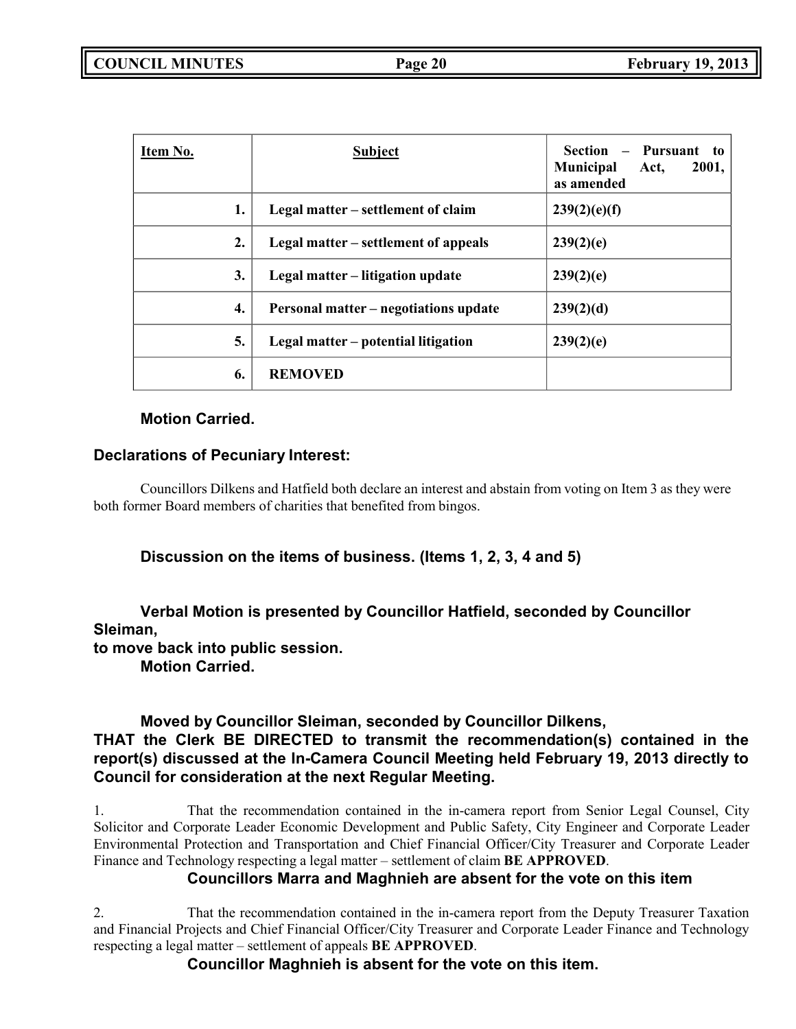| Item No. | Subject | Section – Pursuant to Municipal Act, 2001, as amended |
|---|---|---|
| 1. | **Legal matter – settlement of claim** | **239(2)(e)(f)** |
| 2. | **Legal matter – settlement of appeals** | **239(2)(e)** |
| 3. | **Legal matter – litigation update** | **239(2)(e)** |
| 4. | **Personal matter – negotiations update** | **239(2)(d)** |
| 5. | **Legal matter – potential litigation** | **239(2)(e)** |
| 6. | **REMOVED** | |

**Motion Carried.**

**Declarations of Pecuniary Interest:**

Councillors Dilkens and Hatfield both declare an interest and abstain from voting on Item 3 as they were both former Board members of charities that benefited from bingos.

**Discussion on the items of business. (Items 1, 2, 3, 4 and 5)**

**Verbal Motion is presented by Councillor Hatfield, seconded by Councillor Sleiman, to move back into public session.**
**Motion Carried.**

**Moved by Councillor Sleiman, seconded by Councillor Dilkens,**
**THAT the Clerk BE DIRECTED to transmit the recommendation(s) contained in the report(s) discussed at the In-Camera Council Meeting held February 19, 2013 directly to Council for consideration at the next Regular Meeting.**

1. That the recommendation contained in the in-camera report from Senior Legal Counsel, City Solicitor and Corporate Leader Economic Development and Public Safety, City Engineer and Corporate Leader Environmental Protection and Transportation and Chief Financial Officer/City Treasurer and Corporate Leader Finance and Technology respecting a legal matter – settlement of claim **BE APPROVED**.

**Councillors Marra and Maghnieh are absent for the vote on this item**

2. That the recommendation contained in the in-camera report from the Deputy Treasurer Taxation and Financial Projects and Chief Financial Officer/City Treasurer and Corporate Leader Finance and Technology respecting a legal matter – settlement of appeals **BE APPROVED**.

**Councillor Maghnieh is absent for the vote on this item.**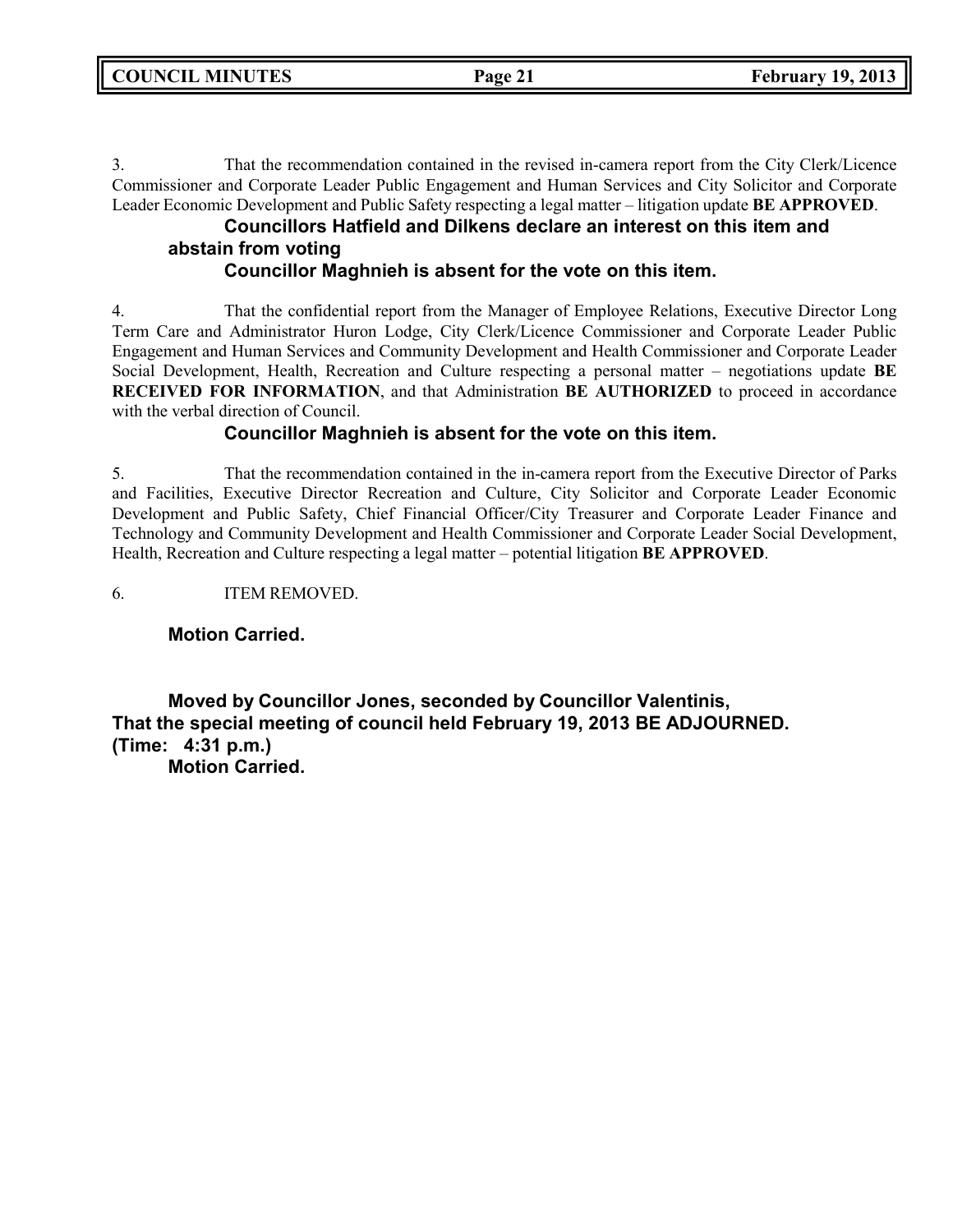3. That the recommendation contained in the revised in-camera report from the City Clerk/Licence Commissioner and Corporate Leader Public Engagement and Human Services and City Solicitor and Corporate Leader Economic Development and Public Safety respecting a legal matter – litigation update **BE APPROVED**.

**Councillors Hatfield and Dilkens declare an interest on this item and abstain from voting**

**Councillor Maghnieh is absent for the vote on this item.**

4. That the confidential report from the Manager of Employee Relations, Executive Director Long Term Care and Administrator Huron Lodge, City Clerk/Licence Commissioner and Corporate Leader Public Engagement and Human Services and Community Development and Health Commissioner and Corporate Leader Social Development, Health, Recreation and Culture respecting a personal matter – negotiations update **BE RECEIVED FOR INFORMATION**, and that Administration **BE AUTHORIZED** to proceed in accordance with the verbal direction of Council.

**Councillor Maghnieh is absent for the vote on this item.**

5. That the recommendation contained in the in-camera report from the Executive Director of Parks and Facilities, Executive Director Recreation and Culture, City Solicitor and Corporate Leader Economic Development and Public Safety, Chief Financial Officer/City Treasurer and Corporate Leader Finance and Technology and Community Development and Health Commissioner and Corporate Leader Social Development, Health, Recreation and Culture respecting a legal matter – potential litigation **BE APPROVED**.

6. ITEM REMOVED.

**Motion Carried.**

**Moved by Councillor Jones, seconded by Councillor Valentinis,**
**That the special meeting of council held February 19, 2013 BE ADJOURNED.**
**(Time: 4:31 p.m.)**
**Motion Carried.**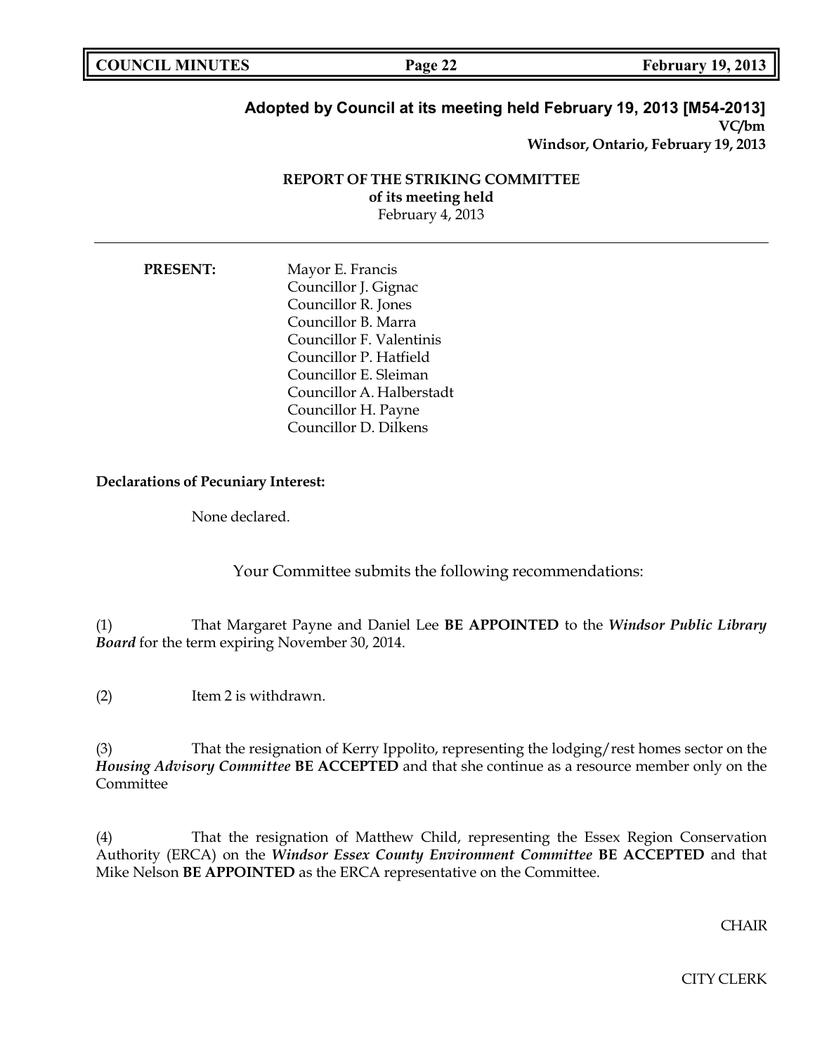**Adopted by Council at its meeting held February 19, 2013 [M54-2013]**
**VC/bm**
**Windsor, Ontario, February 19, 2013**

**REPORT OF THE STRIKING COMMITTEE**
**of its meeting held**
February 4, 2013

---

**PRESENT:**

Mayor E. Francis
Councillor J. Gignac
Councillor R. Jones
Councillor B. Marra
Councillor F. Valentinis
Councillor P. Hatfield
Councillor E. Sleiman
Councillor A. Halberstadt
Councillor H. Payne
Councillor D. Dilkens

**Declarations of Pecuniary Interest:**

None declared.

Your Committee submits the following recommendations:

(1) That Margaret Payne and Daniel Lee **BE APPOINTED** to the ***Windsor Public Library Board*** for the term expiring November 30, 2014.

(2) Item 2 is withdrawn.

(3) That the resignation of Kerry Ippolito, representing the lodging/rest homes sector on the ***Housing Advisory Committee*** **BE ACCEPTED** and that she continue as a resource member only on the Committee

(4) That the resignation of Matthew Child, representing the Essex Region Conservation Authority (ERCA) on the ***Windsor Essex County Environment Committee*** **BE ACCEPTED** and that Mike Nelson **BE APPOINTED** as the ERCA representative on the Committee.

CHAIR

CITY CLERK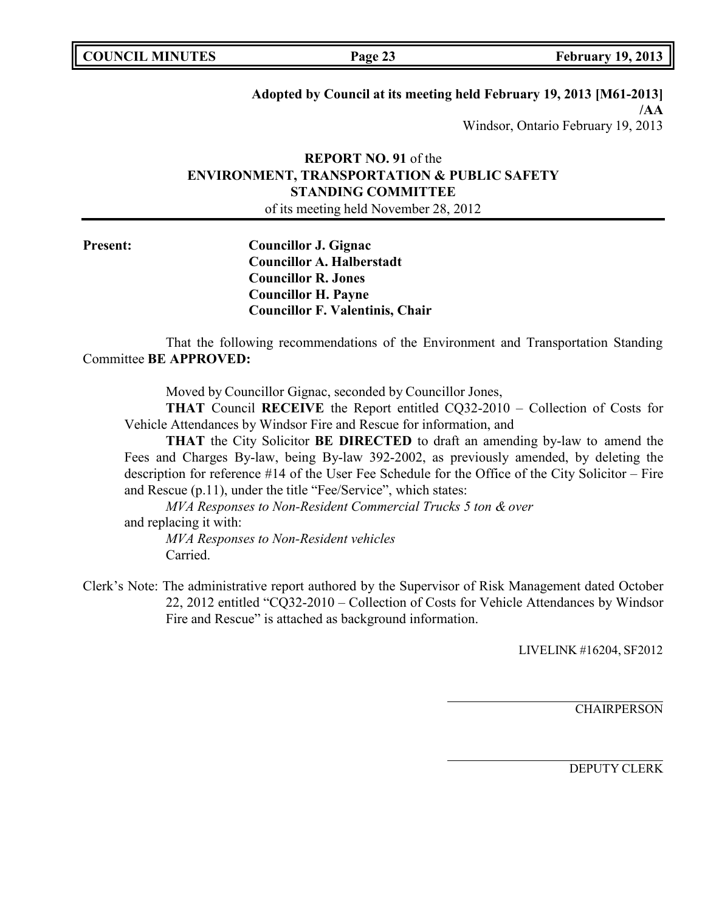**Adopted by Council at its meeting held February 19, 2013 [M61-2013] /AA**
Windsor, Ontario February 19, 2013

**REPORT NO. 91** of the
**ENVIRONMENT, TRANSPORTATION & PUBLIC SAFETY STANDING COMMITTEE**
of its meeting held November 28, 2012

**Present:**
**Councillor J. Gignac**
**Councillor A. Halberstadt**
**Councillor R. Jones**
**Councillor H. Payne**
**Councillor F. Valentinis, Chair**

That the following recommendations of the Environment and Transportation Standing Committee **BE APPROVED:**

Moved by Councillor Gignac, seconded by Councillor Jones,

**THAT** Council **RECEIVE** the Report entitled CQ32-2010 – Collection of Costs for Vehicle Attendances by Windsor Fire and Rescue for information, and

**THAT** the City Solicitor **BE DIRECTED** to draft an amending by-law to amend the Fees and Charges By-law, being By-law 392-2002, as previously amended, by deleting the description for reference #14 of the User Fee Schedule for the Office of the City Solicitor – Fire and Rescue (p.11), under the title "Fee/Service", which states:

*MVA Responses to Non-Resident Commercial Trucks 5 ton & over*

and replacing it with:

*MVA Responses to Non-Resident vehicles*

Carried.

Clerk's Note: The administrative report authored by the Supervisor of Risk Management dated October 22, 2012 entitled "CQ32-2010 – Collection of Costs for Vehicle Attendances by Windsor Fire and Rescue" is attached as background information.

LIVELINK #16204, SF2012

CHAIRPERSON

DEPUTY CLERK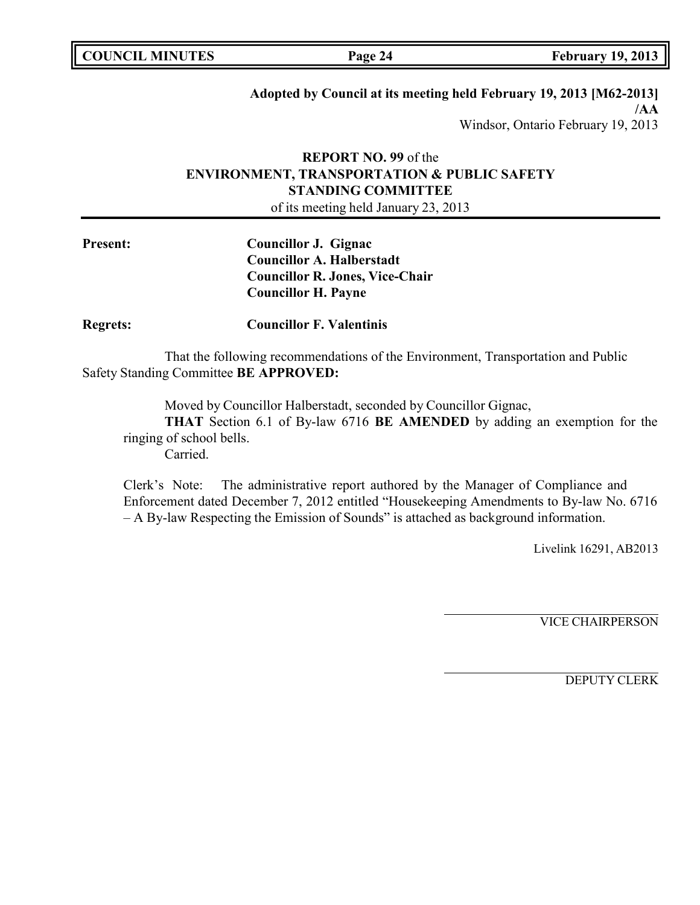**Adopted by Council at its meeting held February 19, 2013 [M62-2013] /AA**

Windsor, Ontario February 19, 2013

**REPORT NO. 99** of the
**ENVIRONMENT, TRANSPORTATION & PUBLIC SAFETY STANDING COMMITTEE**
of its meeting held January 23, 2013

**Present:** **Councillor J. Gignac**
**Councillor A. Halberstadt**
**Councillor R. Jones, Vice-Chair**
**Councillor H. Payne**

**Regrets:** **Councillor F. Valentinis**

That the following recommendations of the Environment, Transportation and Public Safety Standing Committee **BE APPROVED:**

Moved by Councillor Halberstadt, seconded by Councillor Gignac,

**THAT** Section 6.1 of By-law 6716 **BE AMENDED** by adding an exemption for the ringing of school bells.

Carried.

Clerk's Note: The administrative report authored by the Manager of Compliance and Enforcement dated December 7, 2012 entitled "Housekeeping Amendments to By-law No. 6716 – A By-law Respecting the Emission of Sounds" is attached as background information.

Livelink 16291, AB2013

VICE CHAIRPERSON

DEPUTY CLERK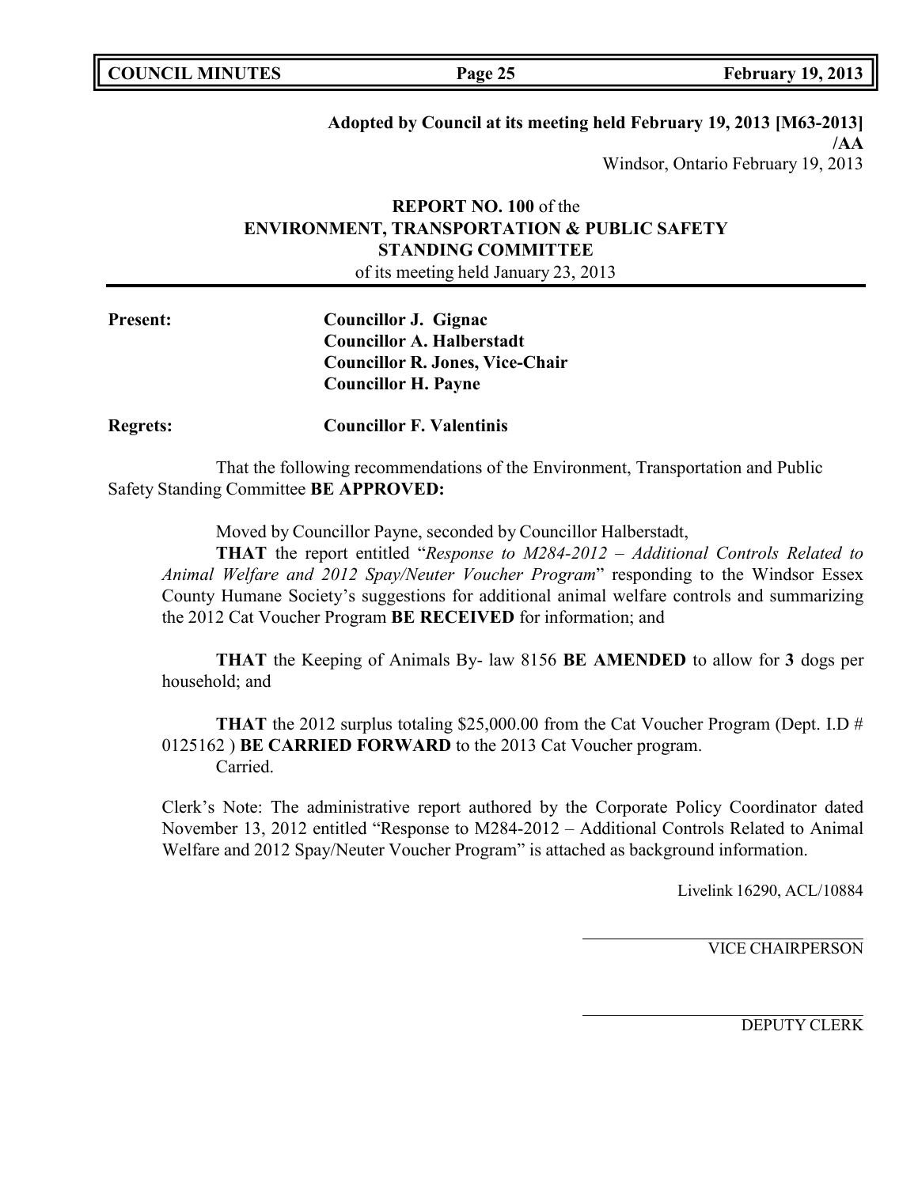**Adopted by Council at its meeting held February 19, 2013 [M63-2013] /AA**
Windsor, Ontario February 19, 2013

**REPORT NO. 100** of the
**ENVIRONMENT, TRANSPORTATION & PUBLIC SAFETY STANDING COMMITTEE**
of its meeting held January 23, 2013

**Present:** **Councillor J. Gignac**
**Councillor A. Halberstadt**
**Councillor R. Jones, Vice-Chair**
**Councillor H. Payne**

**Regrets:** **Councillor F. Valentinis**

That the following recommendations of the Environment, Transportation and Public Safety Standing Committee **BE APPROVED:**

Moved by Councillor Payne, seconded by Councillor Halberstadt,

**THAT** the report entitled "*Response to M284-2012 – Additional Controls Related to Animal Welfare and 2012 Spay/Neuter Voucher Program*" responding to the Windsor Essex County Humane Society's suggestions for additional animal welfare controls and summarizing the 2012 Cat Voucher Program **BE RECEIVED** for information; and

**THAT** the Keeping of Animals By- law 8156 **BE AMENDED** to allow for **3** dogs per household; and

**THAT** the 2012 surplus totaling $25,000.00 from the Cat Voucher Program (Dept. I.D # 0125162 ) **BE CARRIED FORWARD** to the 2013 Cat Voucher program.
Carried.

Clerk's Note: The administrative report authored by the Corporate Policy Coordinator dated November 13, 2012 entitled "Response to M284-2012 – Additional Controls Related to Animal Welfare and 2012 Spay/Neuter Voucher Program" is attached as background information.

Livelink 16290, ACL/10884

VICE CHAIRPERSON

DEPUTY CLERK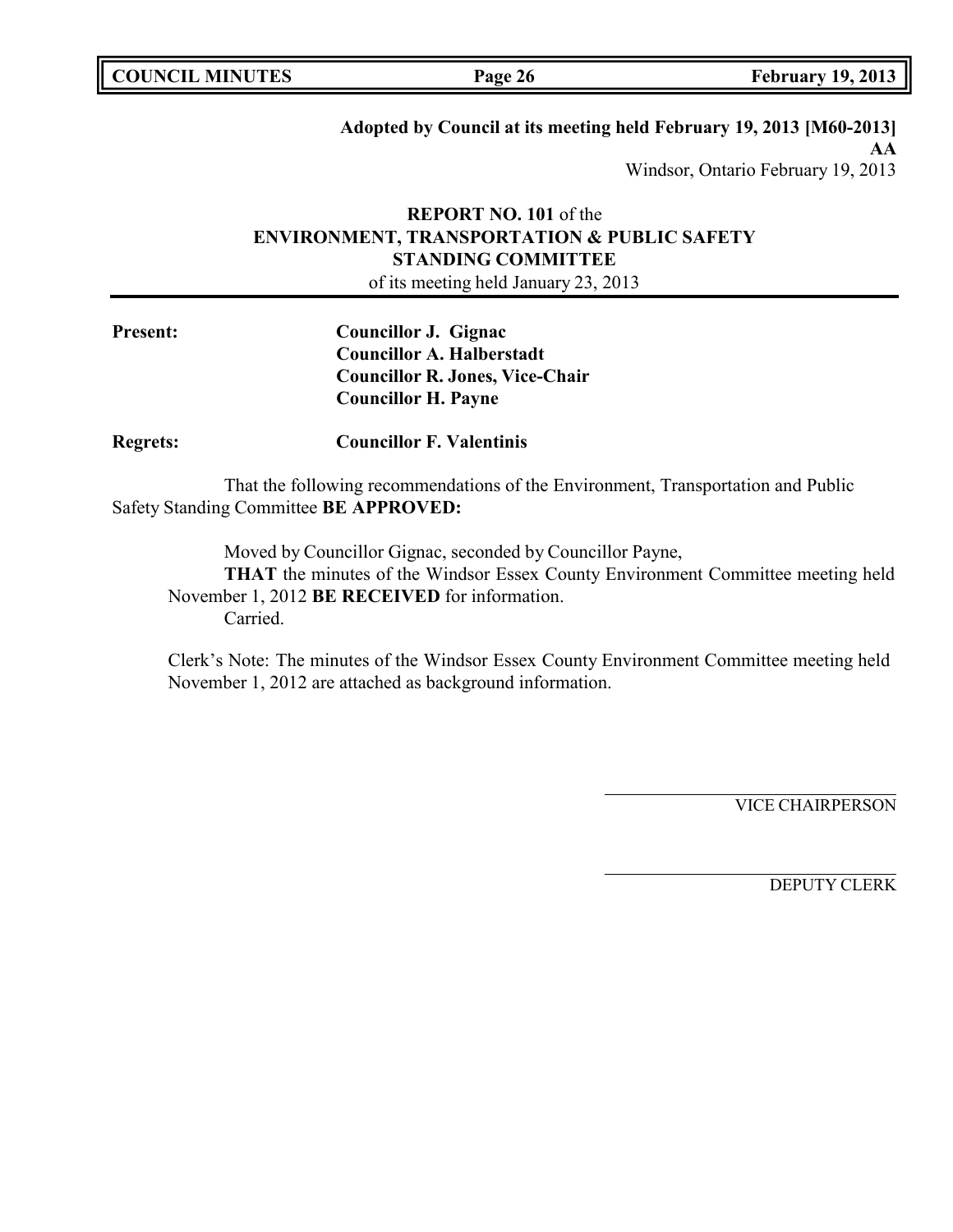**Adopted by Council at its meeting held February 19, 2013 [M60-2013]**
**AA**
Windsor, Ontario February 19, 2013

**REPORT NO. 101** of the
**ENVIRONMENT, TRANSPORTATION & PUBLIC SAFETY STANDING COMMITTEE**
of its meeting held January 23, 2013

**Present:** **Councillor J. Gignac**
**Councillor A. Halberstadt**
**Councillor R. Jones, Vice-Chair**
**Councillor H. Payne**

**Regrets:** **Councillor F. Valentinis**

That the following recommendations of the Environment, Transportation and Public Safety Standing Committee **BE APPROVED:**

Moved by Councillor Gignac, seconded by Councillor Payne,
**THAT** the minutes of the Windsor Essex County Environment Committee meeting held November 1, 2012 **BE RECEIVED** for information.
Carried.

Clerk's Note: The minutes of the Windsor Essex County Environment Committee meeting held November 1, 2012 are attached as background information.

VICE CHAIRPERSON

DEPUTY CLERK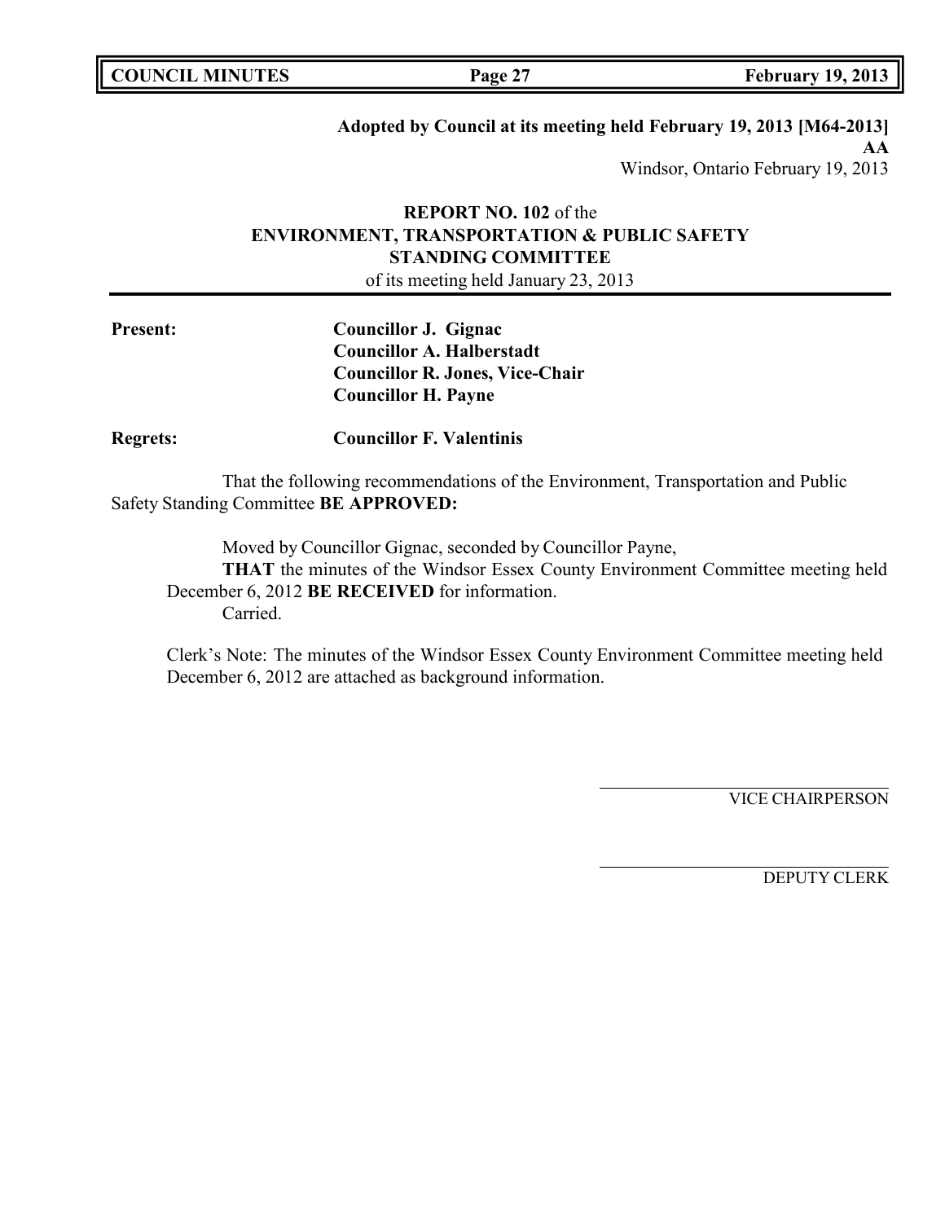**Adopted by Council at its meeting held February 19, 2013 [M64-2013]**
**AA**
Windsor, Ontario February 19, 2013

**REPORT NO. 102** of the
**ENVIRONMENT, TRANSPORTATION & PUBLIC SAFETY STANDING COMMITTEE**
of its meeting held January 23, 2013

**Present:** **Councillor J. Gignac**
**Councillor A. Halberstadt**
**Councillor R. Jones, Vice-Chair**
**Councillor H. Payne**

**Regrets:** **Councillor F. Valentinis**

That the following recommendations of the Environment, Transportation and Public Safety Standing Committee **BE APPROVED:**

Moved by Councillor Gignac, seconded by Councillor Payne,
**THAT** the minutes of the Windsor Essex County Environment Committee meeting held December 6, 2012 **BE RECEIVED** for information.
Carried.

Clerk's Note: The minutes of the Windsor Essex County Environment Committee meeting held December 6, 2012 are attached as background information.

VICE CHAIRPERSON

DEPUTY CLERK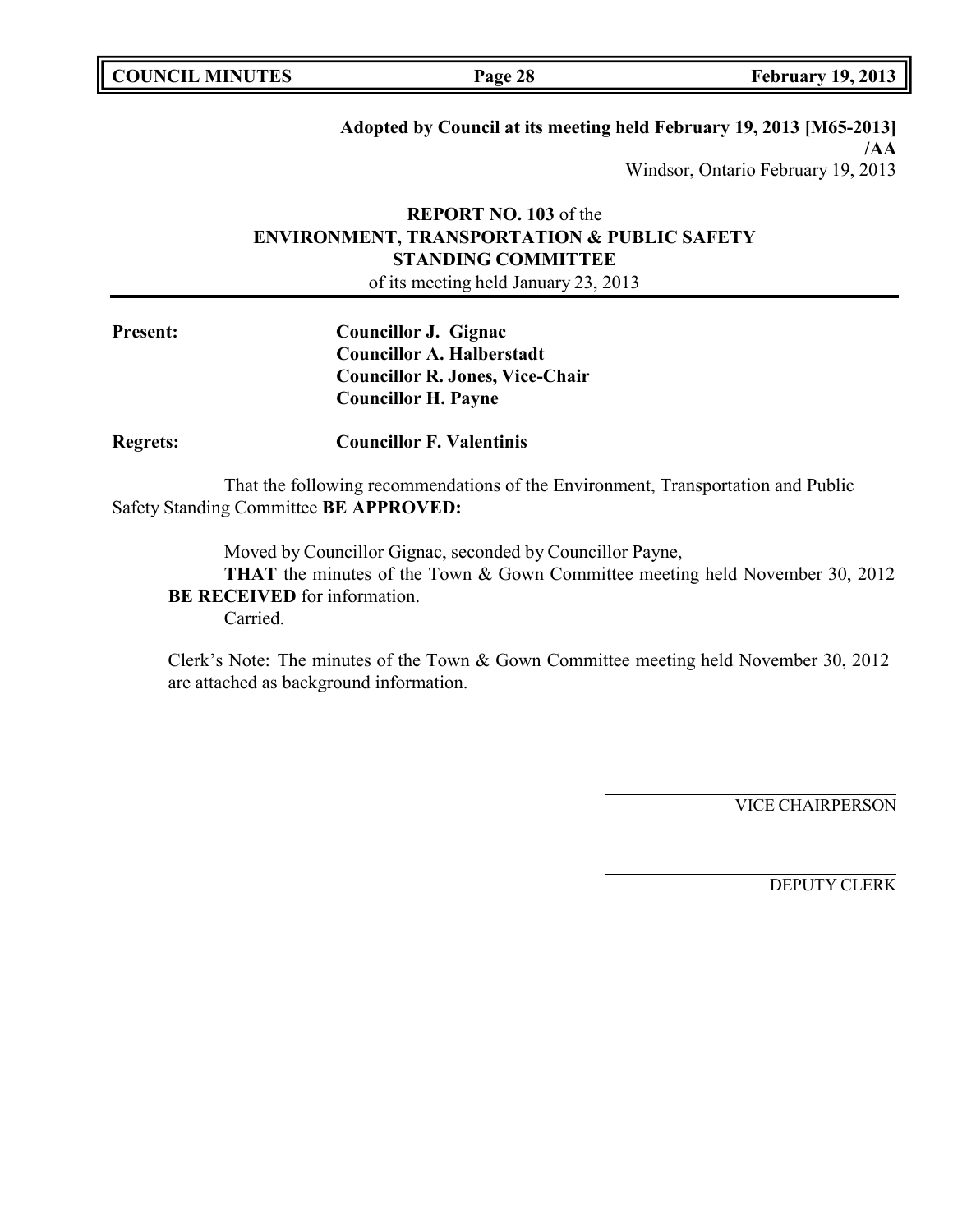**Adopted by Council at its meeting held February 19, 2013 [M65-2013]**
**/AA**
Windsor, Ontario February 19, 2013

**REPORT NO. 103** of the
**ENVIRONMENT, TRANSPORTATION & PUBLIC SAFETY STANDING COMMITTEE**
of its meeting held January 23, 2013

**Present:** **Councillor J. Gignac**
**Councillor A. Halberstadt**
**Councillor R. Jones, Vice-Chair**
**Councillor H. Payne**

**Regrets:** **Councillor F. Valentinis**

That the following recommendations of the Environment, Transportation and Public Safety Standing Committee **BE APPROVED:**

Moved by Councillor Gignac, seconded by Councillor Payne,
**THAT** the minutes of the Town & Gown Committee meeting held November 30, 2012 **BE RECEIVED** for information.
Carried.

Clerk's Note: The minutes of the Town & Gown Committee meeting held November 30, 2012 are attached as background information.

VICE CHAIRPERSON

DEPUTY CLERK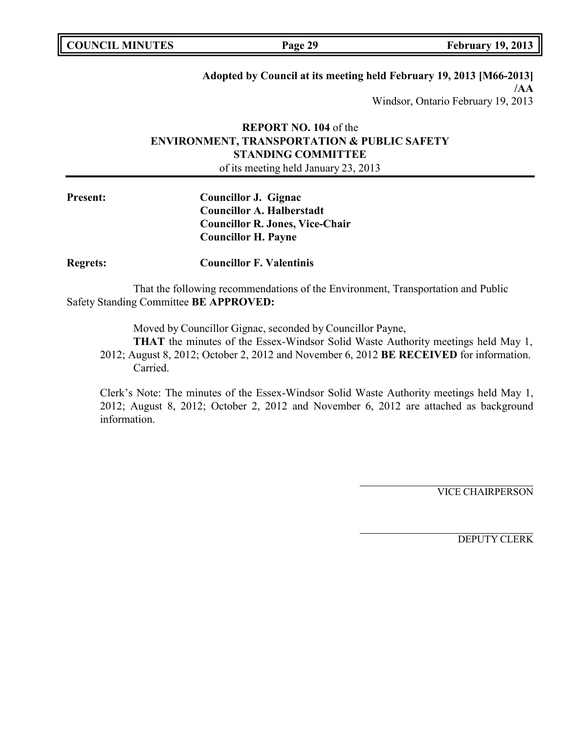**Adopted by Council at its meeting held February 19, 2013 [M66-2013] /AA**

Windsor, Ontario February 19, 2013

**REPORT NO. 104** of the
**ENVIRONMENT, TRANSPORTATION & PUBLIC SAFETY STANDING COMMITTEE**
of its meeting held January 23, 2013

**Present:** **Councillor J. Gignac**
**Councillor A. Halberstadt**
**Councillor R. Jones, Vice-Chair**
**Councillor H. Payne**

**Regrets:** **Councillor F. Valentinis**

That the following recommendations of the Environment, Transportation and Public Safety Standing Committee **BE APPROVED:**

Moved by Councillor Gignac, seconded by Councillor Payne,
**THAT** the minutes of the Essex-Windsor Solid Waste Authority meetings held May 1, 2012; August 8, 2012; October 2, 2012 and November 6, 2012 **BE RECEIVED** for information.
Carried.

Clerk's Note: The minutes of the Essex-Windsor Solid Waste Authority meetings held May 1, 2012; August 8, 2012; October 2, 2012 and November 6, 2012 are attached as background information.

VICE CHAIRPERSON

DEPUTY CLERK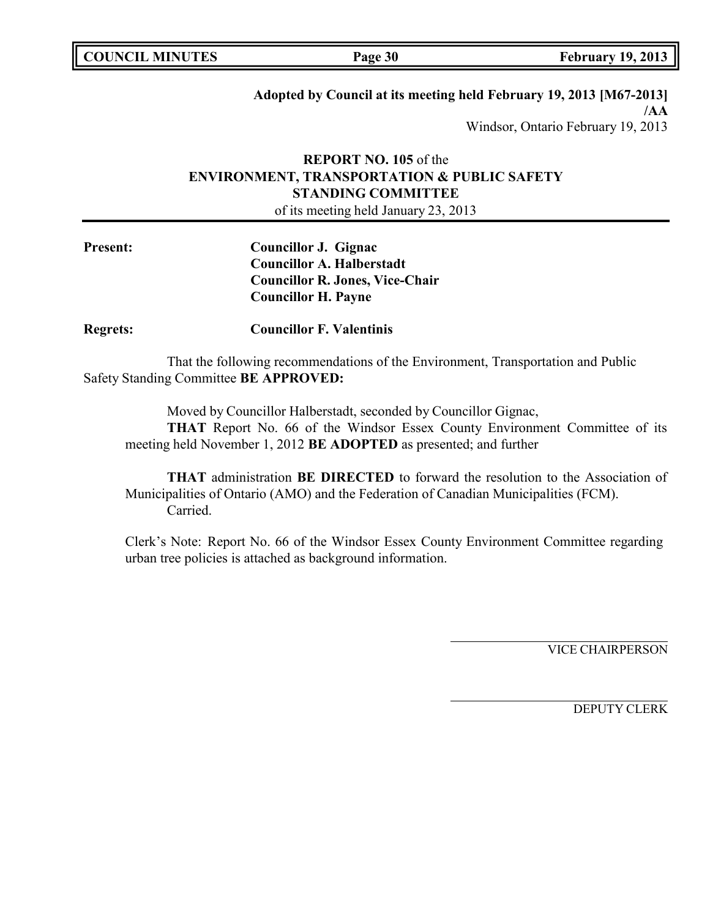**Adopted by Council at its meeting held February 19, 2013 [M67-2013]**
**/AA**
Windsor, Ontario February 19, 2013

## REPORT NO. 105 of the ENVIRONMENT, TRANSPORTATION & PUBLIC SAFETY STANDING COMMITTEE

of its meeting held January 23, 2013

**Present:** **Councillor J. Gignac**
**Councillor A. Halberstadt**
**Councillor R. Jones, Vice-Chair**
**Councillor H. Payne**

**Regrets:** **Councillor F. Valentinis**

That the following recommendations of the Environment, Transportation and Public Safety Standing Committee **BE APPROVED:**

Moved by Councillor Halberstadt, seconded by Councillor Gignac,

**THAT** Report No. 66 of the Windsor Essex County Environment Committee of its meeting held November 1, 2012 **BE ADOPTED** as presented; and further

**THAT** administration **BE DIRECTED** to forward the resolution to the Association of Municipalities of Ontario (AMO) and the Federation of Canadian Municipalities (FCM).

Carried.

Clerk's Note: Report No. 66 of the Windsor Essex County Environment Committee regarding urban tree policies is attached as background information.

VICE CHAIRPERSON

DEPUTY CLERK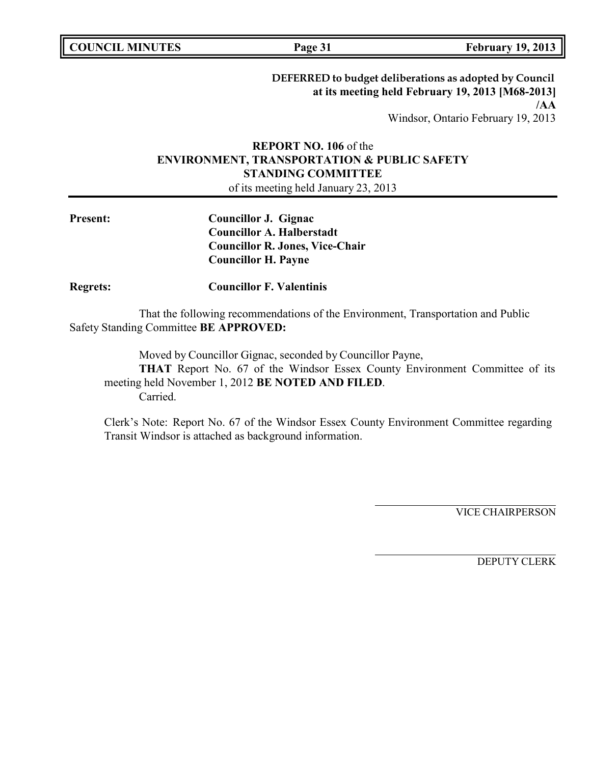**DEFERRED to budget deliberations as adopted by Council at its meeting held February 19, 2013 [M68-2013]**
**/AA**
Windsor, Ontario February 19, 2013

**REPORT NO. 106** of the
**ENVIRONMENT, TRANSPORTATION & PUBLIC SAFETY STANDING COMMITTEE**
of its meeting held January 23, 2013

**Present:** **Councillor J. Gignac**
**Councillor A. Halberstadt**
**Councillor R. Jones, Vice-Chair**
**Councillor H. Payne**

**Regrets:** **Councillor F. Valentinis**

That the following recommendations of the Environment, Transportation and Public Safety Standing Committee **BE APPROVED:**

Moved by Councillor Gignac, seconded by Councillor Payne,
**THAT** Report No. 67 of the Windsor Essex County Environment Committee of its meeting held November 1, 2012 **BE NOTED AND FILED**.
Carried.

Clerk's Note: Report No. 67 of the Windsor Essex County Environment Committee regarding Transit Windsor is attached as background information.

VICE CHAIRPERSON

DEPUTY CLERK